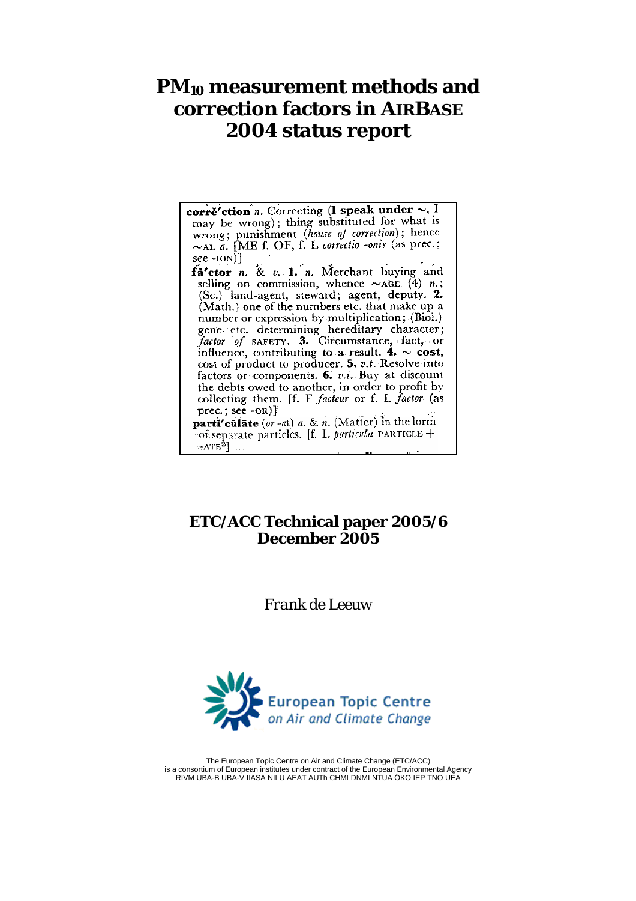# $PM_{10}$ measurement methods and correction factors in AIRBASE 2004 status report

**corrĕ´ction** *n.* Correcting (**I speak under ~**, I may be wrong); thing substituted for what is wrong; punishment (*house of correction*); hence ~AL *a.* [ME f. OF, f. L *correctio -onis* (as prec.; see -ION)]

**fă´ctor** *n.* & *v.* **1.** *n.* Merchant buying and selling on commission, whence ~AGE (4) *n.*; (Sc.) land-agent, steward; agent, deputy. **2.** (Math.) one of the numbers etc. that make up a number or expression by multiplication; (Biol.) gene etc. determining hereditary character; *factor of* SAFETY. **3.** Circumstance, fact, or influence, contributing to a result. **4.** ~ **cost,** cost of product to producer. **5.** *v.t.* Resolve into factors or components. **6.** *v.i.* Buy at discount the debts owed to another, in order to profit by collecting them. [f. F *facteur* or f. L *factor* (as prec.; see -OR)]

**partĭ´cūlāte** (*or -ăt*) *a.* & *n.* (Matter) in the form of separate particles. [f. L *particula* PARTICLE + -ATE[2]]

## ETC/ACC Technical paper 2005/6
## December 2005

Frank de Leeuw

European Topic Centre on Air and Climate Change

The European Topic Centre on Air and Climate Change (ETC/ACC) is a consortium of European institutes under contract of the European Environmental Agency
RIVM UBA-B UBA-V IIASA NILU AEAT AUTh CHMI DNMI NTUA ÖKO IEP TNO UEA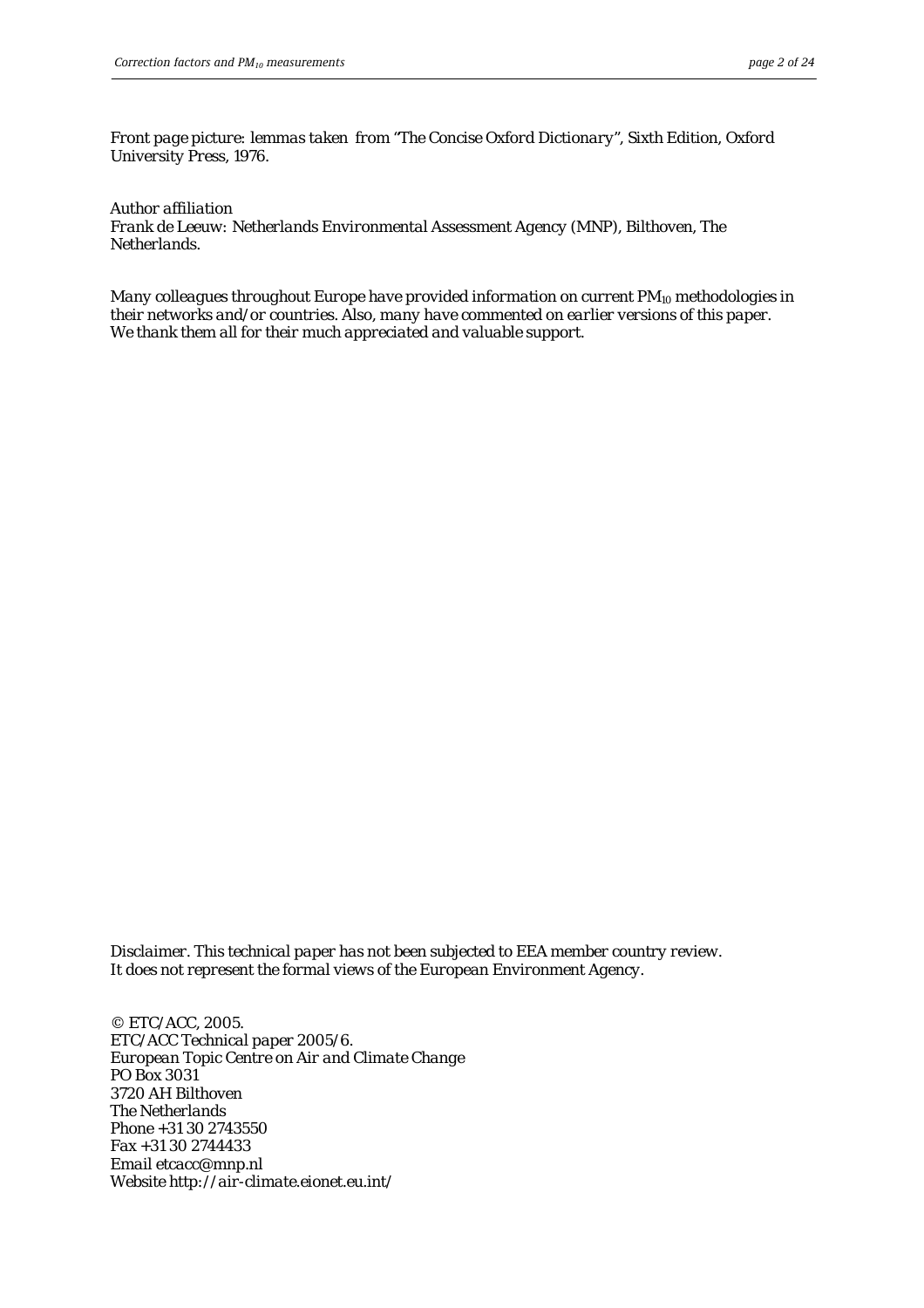*Front page picture: lemmas taken from "The Concise Oxford Dictionary", Sixth Edition, Oxford University Press, 1976.*

*Author affiliation*
*Frank de Leeuw: Netherlands Environmental Assessment Agency (MNP), Bilthoven, The Netherlands.*

*Many colleagues throughout Europe have provided information on current $PM_{10}$ methodologies in their networks and/or countries. Also, many have commented on earlier versions of this paper. We thank them all for their much appreciated and valuable support.*

*Disclaimer. This technical paper has not been subjected to EEA member country review. It does not represent the formal views of the European Environment Agency.*

*© ETC/ACC, 2005.*
*ETC/ACC Technical paper 2005/6.*
*European Topic Centre on Air and Climate Change*
*PO Box 3031*
*3720 AH Bilthoven*
*The Netherlands*
*Phone +31 30 2743550*
*Fax +31 30 2744433*
*Email etcacc@mnp.nl*
*Website http://air-climate.eionet.eu.int/*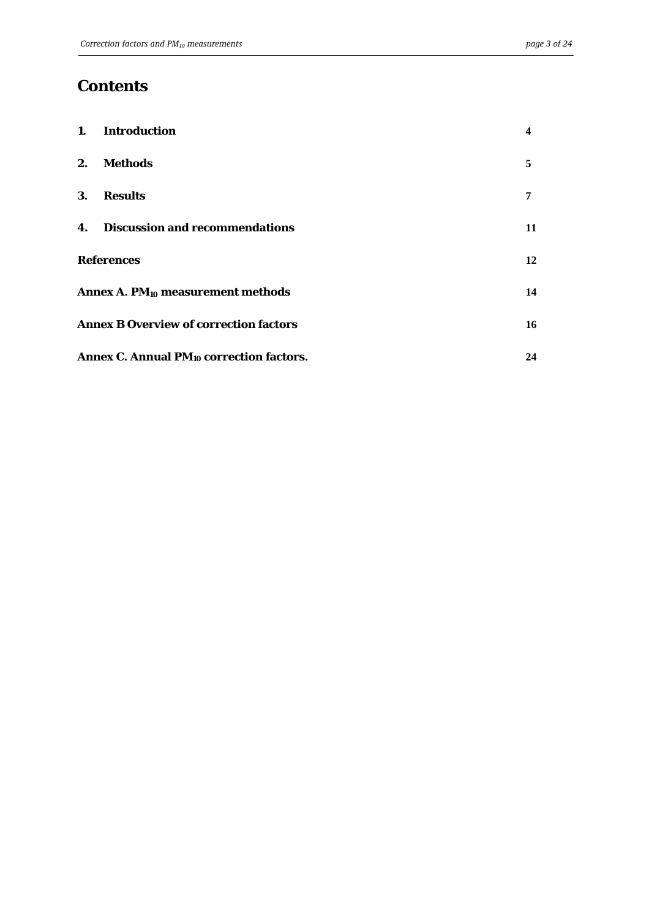# Contents

| | | |
|---|---|---|
| **1.** | **Introduction** | **4** |
| **2.** | **Methods** | **5** |
| **3.** | **Results** | **7** |
| **4.** | **Discussion and recommendations** | **11** |
| **References** | | **12** |
| **Annex A. $PM_{10}$ measurement methods** | | **14** |
| **Annex B Overview of correction factors** | | **16** |
| **Annex C. Annual $PM_{10}$ correction factors.** | | **24** |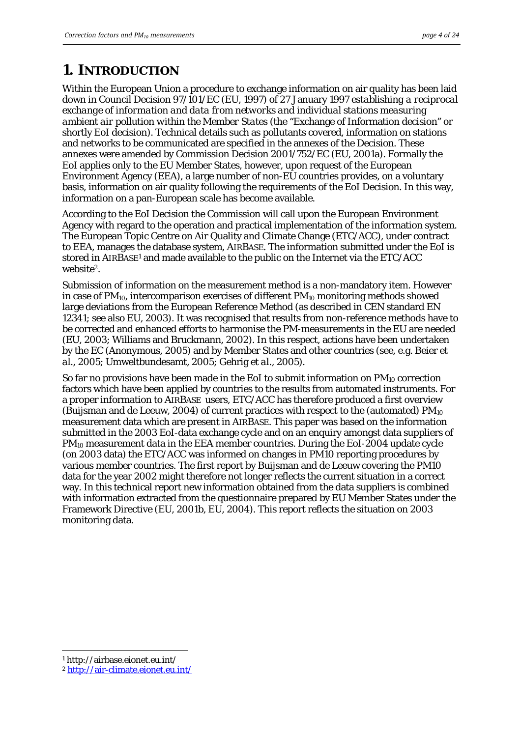# 1. INTRODUCTION

Within the European Union a procedure to exchange information on air quality has been laid down in Council Decision 97/101/EC (EU, 1997) of 27 January 1997 *establishing a reciprocal exchange of information and data from networks and individual stations measuring ambient air* pollution within the Member States (the "Exchange of Information decision" or shortly EoI decision). Technical details such as pollutants covered, information on stations and networks to be communicated are specified in the annexes of the Decision. These annexes were amended by Commission Decision 2001/752/EC (EU, 2001a). Formally the EoI applies only to the EU Member States, however, upon request of the European Environment Agency (EEA), a large number of non-EU countries provides, on a voluntary basis, information on air quality following the requirements of the EoI Decision. In this way, information on a pan-European scale has become available.

According to the EoI Decision the Commission will call upon the European Environment Agency with regard to the operation and practical implementation of the information system. The European Topic Centre on Air Quality and Climate Change (ETC/ACC), under contract to EEA, manages the database system, AIRBASE. The information submitted under the EoI is stored in AIRBASE[1] and made available to the public on the Internet via the ETC/ACC website[2].

Submission of information on the measurement method is a non-mandatory item. However in case of $PM_{10}$, intercomparison exercises of different $PM_{10}$ monitoring methods showed large deviations from the European Reference Method (as described in CEN standard EN 12341; see also EU, 2003). It was recognised that results from non-reference methods have to be corrected and enhanced efforts to harmonise the PM-measurements in the EU are needed (EU, 2003; Williams and Bruckmann, 2002). In this respect, actions have been undertaken by the EC (Anonymous, 2005) and by Member States and other countries (see, e.g. Beier *et al.*, 2005; Umweltbundesamt, 2005; Gehrig *et al.*, 2005).

So far no provisions have been made in the EoI to submit information on $PM_{10}$ correction factors which have been applied by countries to the results from automated instruments. For a proper information to AIRBASE users, ETC/ACC has therefore produced a first overview (Buijsman and de Leeuw, 2004) of current practices with respect to the (automated) $PM_{10}$ measurement data which are present in AIRBASE. This paper was based on the information submitted in the 2003 EoI-data exchange cycle and on an enquiry amongst data suppliers of $PM_{10}$ measurement data in the EEA member countries. During the EoI-2004 update cycle (on 2003 data) the ETC/ACC was informed on changes in PM10 reporting procedures by various member countries. The first report by Buijsman and de Leeuw covering the PM10 data for the year 2002 might therefore not longer reflects the current situation in a correct way. In this technical report new information obtained from the data suppliers is combined with information extracted from the questionnaire prepared by EU Member States under the Framework Directive (EU, 2001b, EU, 2004). This report reflects the situation on 2003 monitoring data.

---

[1] http://airbase.eionet.eu.int/

[2] http://air-climate.eionet.eu.int/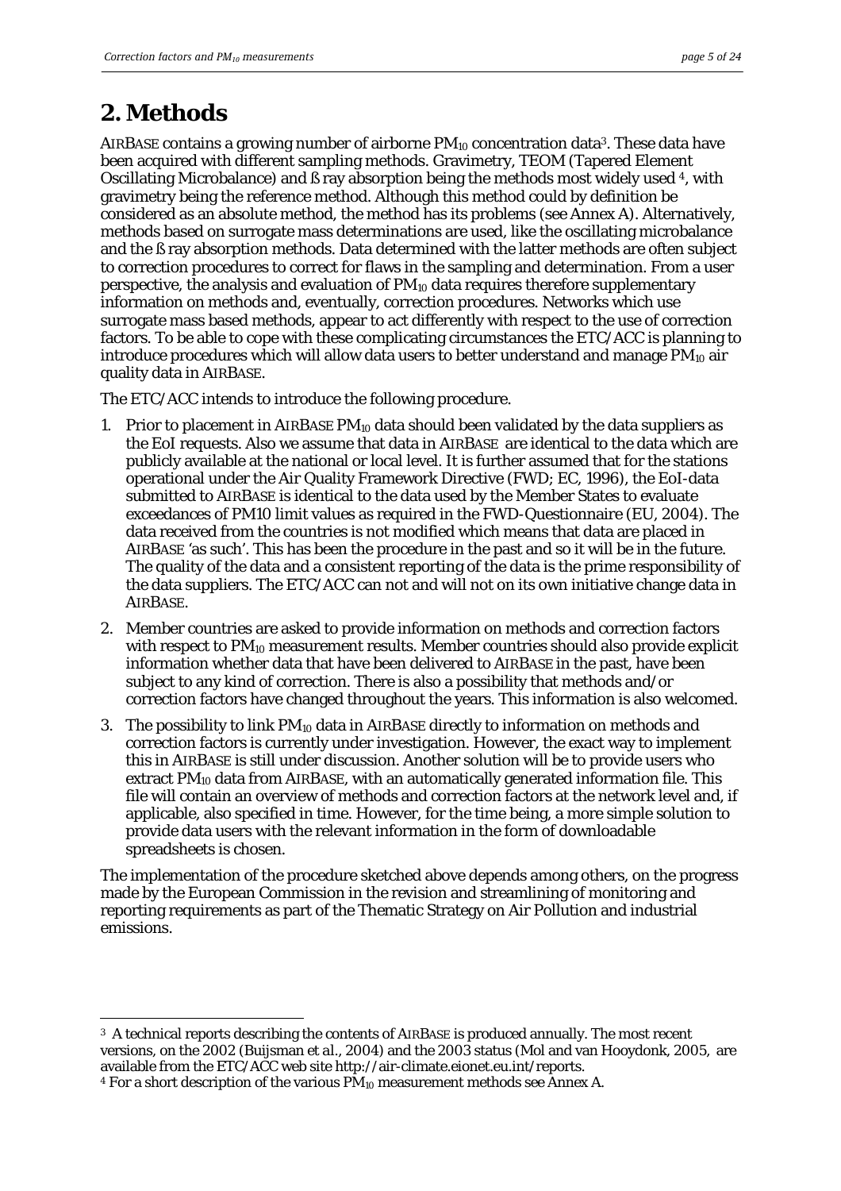# 2. Methods

AIRBASE contains a growing number of airborne $PM_{10}$ concentration data[3]. These data have been acquired with different sampling methods. Gravimetry, TEOM (Tapered Element Oscillating Microbalance) and ß ray absorption being the methods most widely used [4], with gravimetry being the reference method. Although this method could by definition be considered as an absolute method, the method has its problems (see Annex A). Alternatively, methods based on surrogate mass determinations are used, like the oscillating microbalance and the ß ray absorption methods. Data determined with the latter methods are often subject to correction procedures to correct for flaws in the sampling and determination. From a user perspective, the analysis and evaluation of $PM_{10}$ data requires therefore supplementary information on methods and, eventually, correction procedures. Networks which use surrogate mass based methods, appear to act differently with respect to the use of correction factors. To be able to cope with these complicating circumstances the ETC/ACC is planning to introduce procedures which will allow data users to better understand and manage $PM_{10}$ air quality data in AIRBASE.

The ETC/ACC intends to introduce the following procedure.

1. Prior to placement in AIRBASE $PM_{10}$ data should been validated by the data suppliers as the EoI requests. Also we assume that data in AIRBASE are identical to the data which are publicly available at the national or local level. It is further assumed that for the stations operational under the Air Quality Framework Directive (FWD; EC, 1996), the EoI-data submitted to AIRBASE is identical to the data used by the Member States to evaluate exceedances of PM10 limit values as required in the FWD-Questionnaire (EU, 2004). The data received from the countries is not modified which means that data are placed in AIRBASE 'as such'. This has been the procedure in the past and so it will be in the future. The quality of the data and a consistent reporting of the data is the prime responsibility of the data suppliers. The ETC/ACC can not and will not on its own initiative change data in AIRBASE.
2. Member countries are asked to provide information on methods and correction factors with respect to $PM_{10}$ measurement results. Member countries should also provide explicit information whether data that have been delivered to AIRBASE in the past, have been subject to any kind of correction. There is also a possibility that methods and/or correction factors have changed throughout the years. This information is also welcomed.
3. The possibility to link $PM_{10}$ data in AIRBASE directly to information on methods and correction factors is currently under investigation. However, the exact way to implement this in AIRBASE is still under discussion. Another solution will be to provide users who extract $PM_{10}$ data from AIRBASE, with an automatically generated information file. This file will contain an overview of methods and correction factors at the network level and, if applicable, also specified in time. However, for the time being, a more simple solution to provide data users with the relevant information in the form of downloadable spreadsheets is chosen.

The implementation of the procedure sketched above depends among others, on the progress made by the European Commission in the revision and streamlining of monitoring and reporting requirements as part of the Thematic Strategy on Air Pollution and industrial emissions.

---

[3] A technical reports describing the contents of AIRBASE is produced annually. The most recent versions, on the 2002 (Buijsman et al., 2004) and the 2003 status (Mol and van Hooydonk, 2005, are available from the ETC/ACC web site http://air-climate.eionet.eu.int/reports.

[4] For a short description of the various $PM_{10}$ measurement methods see Annex A.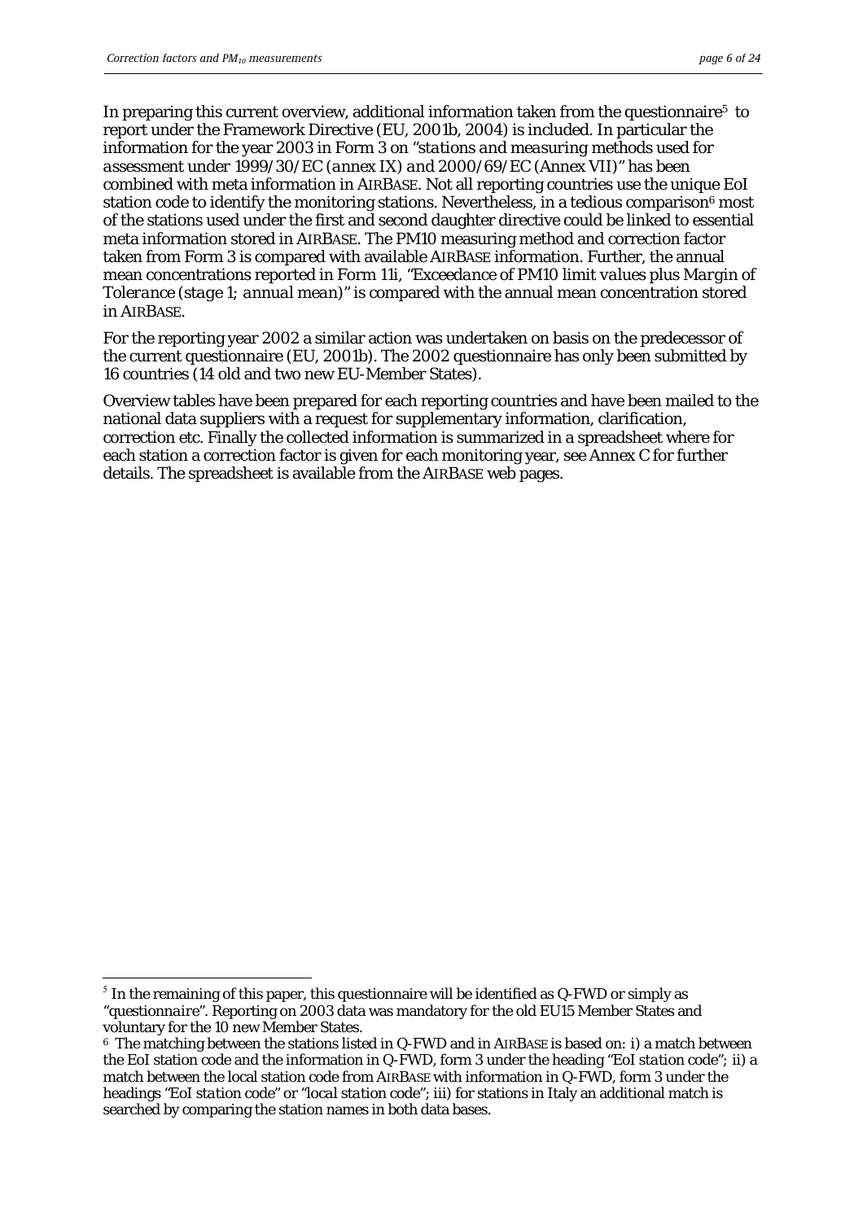In preparing this current overview, additional information taken from the questionnaire[5] to report under the Framework Directive (EU, 2001b, 2004) is included. In particular the information for the year 2003 in Form 3 on "*stations and measuring methods used for assessment under 1999/30/EC (annex IX) and 2000/69/EC (Annex VII)*" has been combined with meta information in AIRBASE. Not all reporting countries use the unique EoI station code to identify the monitoring stations. Nevertheless, in a tedious comparison[6] most of the stations used under the first and second daughter directive could be linked to essential meta information stored in AIRBASE. The PM10 measuring method and correction factor taken from Form 3 is compared with available AIRBASE information. Further, the annual mean concentrations reported in Form 11i, "*Exceedance of PM10 limit values plus Margin of Tolerance (stage 1; annual mean)*" is compared with the annual mean concentration stored in AIRBASE.

For the reporting year 2002 a similar action was undertaken on basis on the predecessor of the current questionnaire (EU, 2001b). The 2002 questionnaire has only been submitted by 16 countries (14 old and two new EU-Member States).

Overview tables have been prepared for each reporting countries and have been mailed to the national data suppliers with a request for supplementary information, clarification, correction etc. Finally the collected information is summarized in a spreadsheet where for each station a correction factor is given for each monitoring year, see Annex C for further details. The spreadsheet is available from the AIRBASE web pages.

---

[5] In the remaining of this paper, this questionnaire will be identified as Q-FWD or simply as "*questionnaire*". Reporting on 2003 data was mandatory for the old EU15 Member States and voluntary for the 10 new Member States.

[6] The matching between the stations listed in Q-FWD and in AIRBASE is based on: i) a match between the EoI station code and the information in Q-FWD, form 3 under the heading "*EoI station code*"; ii) a match between the local station code from AIRBASE with information in Q-FWD, form 3 under the headings "*EoI station code*" or "*local station code*"; iii) for stations in Italy an additional match is searched by comparing the station names in both data bases.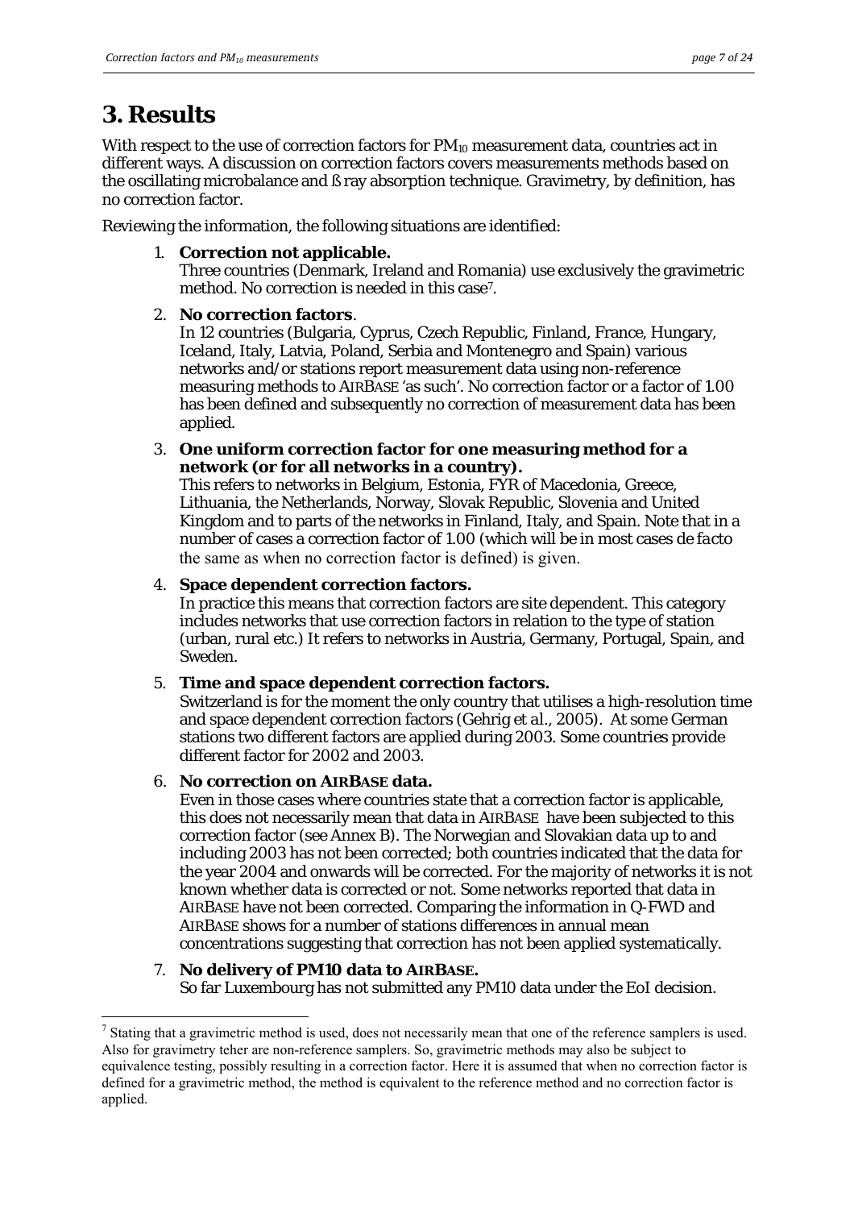# 3. Results

With respect to the use of correction factors for $PM_{10}$ measurement data, countries act in different ways. A discussion on correction factors covers measurements methods based on the oscillating microbalance and ß ray absorption technique. Gravimetry, by definition, has no correction factor.

Reviewing the information, the following situations are identified:

1. **Correction not applicable.**
   Three countries (Denmark, Ireland and Romania) use exclusively the gravimetric method. No correction is needed in this case[7].

2. **No correction factors**.
   In 12 countries (Bulgaria, Cyprus, Czech Republic, Finland, France, Hungary, Iceland, Italy, Latvia, Poland, Serbia and Montenegro and Spain) various networks and/or stations report measurement data using non-reference measuring methods to AIRBASE 'as such'. No correction factor or a factor of 1.00 has been defined and subsequently no correction of measurement data has been applied.

3. **One uniform correction factor for one measuring method for a network (or for all networks in a country).**
   This refers to networks in Belgium, Estonia, FYR of Macedonia, Greece, Lithuania, the Netherlands, Norway, Slovak Republic, Slovenia and United Kingdom and to parts of the networks in Finland, Italy, and Spain. Note that in a number of cases a correction factor of 1.00 (which will be in most cases *de facto* the same as when no correction factor is defined) is given.

4. **Space dependent correction factors.**
   In practice this means that correction factors are site dependent. This category includes networks that use correction factors in relation to the type of station (urban, rural etc.) It refers to networks in Austria, Germany, Portugal, Spain, and Sweden.

5. **Time and space dependent correction factors.**
   Switzerland is for the moment the only country that utilises a high-resolution time and space dependent correction factors (Gehrig *et al*., 2005). At some German stations two different factors are applied during 2003. Some countries provide different factor for 2002 and 2003.

6. **No correction on AIRBASE data.**
   Even in those cases where countries state that a correction factor is applicable, this does not necessarily mean that data in AIRBASE have been subjected to this correction factor (see Annex B). The Norwegian and Slovakian data up to and including 2003 has not been corrected; both countries indicated that the data for the year 2004 and onwards will be corrected. For the majority of networks it is not known whether data is corrected or not. Some networks reported that data in AIRBASE have not been corrected. Comparing the information in Q-FWD and AIRBASE shows for a number of stations differences in annual mean concentrations suggesting that correction has not been applied systematically.

7. **No delivery of PM10 data to AIRBASE.**
   So far Luxembourg has not submitted any PM10 data under the EoI decision.

---

[7] Stating that a gravimetric method is used, does not necessarily mean that one of the reference samplers is used. Also for gravimetry teher are non-reference samplers. So, gravimetric methods may also be subject to equivalence testing, possibly resulting in a correction factor. Here it is assumed that when no correction factor is defined for a gravimetric method, the method is equivalent to the reference method and no correction factor is applied.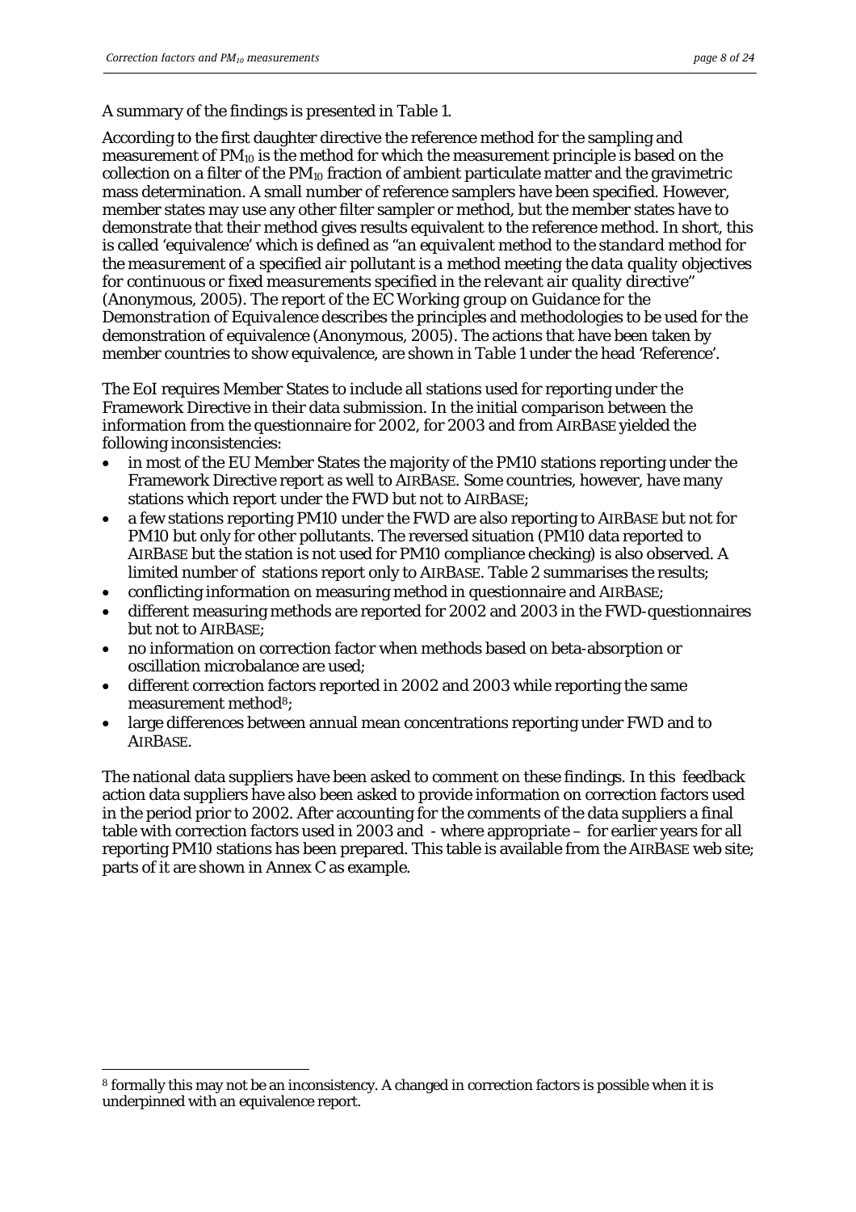A summary of the findings is presented in *Table 1*.

According to the first daughter directive the reference method for the sampling and measurement of $PM_{10}$ is the method for which the measurement principle is based on the collection on a filter of the $PM_{10}$ fraction of ambient particulate matter and the gravimetric mass determination. A small number of reference samplers have been specified. However, member states may use any other filter sampler or method, but the member states have to demonstrate that their method gives results equivalent to the reference method. In short, this is called 'equivalence' which is defined as "*an equivalent method to the standard method for the measurement of a specified air pollutant is a method meeting the data quality objectives for continuous or fixed measurements specified in the relevant air quality directive*" (Anonymous, 2005). The report of the *EC Working group on Guidance for the Demonstration of Equivalence* describes the principles and methodologies to be used for the demonstration of equivalence (Anonymous, 2005). The actions that have been taken by member countries to show equivalence, are shown in *Table 1* under the head 'Reference'.

The EoI requires Member States to include all stations used for reporting under the Framework Directive in their data submission. In the initial comparison between the information from the questionnaire for 2002, for 2003 and from AIRBASE yielded the following inconsistencies:

- in most of the EU Member States the majority of the PM10 stations reporting under the Framework Directive report as well to AIRBASE. Some countries, however, have many stations which report under the FWD but not to AIRBASE;
- a few stations reporting PM10 under the FWD are also reporting to AIRBASE but not for PM10 but only for other pollutants. The reversed situation (PM10 data reported to AIRBASE but the station is not used for PM10 compliance checking) is also observed. A limited number of stations report only to AIRBASE. Table 2 summarises the results;
- conflicting information on measuring method in questionnaire and AIRBASE;
- different measuring methods are reported for 2002 and 2003 in the FWD-questionnaires but not to AIRBASE;
- no information on correction factor when methods based on beta-absorption or oscillation microbalance are used;
- different correction factors reported in 2002 and 2003 while reporting the same measurement method[8];
- large differences between annual mean concentrations reporting under FWD and to AIRBASE.

The national data suppliers have been asked to comment on these findings. In this feedback action data suppliers have also been asked to provide information on correction factors used in the period prior to 2002. After accounting for the comments of the data suppliers a final table with correction factors used in 2003 and - where appropriate – for earlier years for all reporting PM10 stations has been prepared. This table is available from the AIRBASE web site; parts of it are shown in Annex C as example.

[8] formally this may not be an inconsistency. A changed in correction factors is possible when it is underpinned with an equivalence report.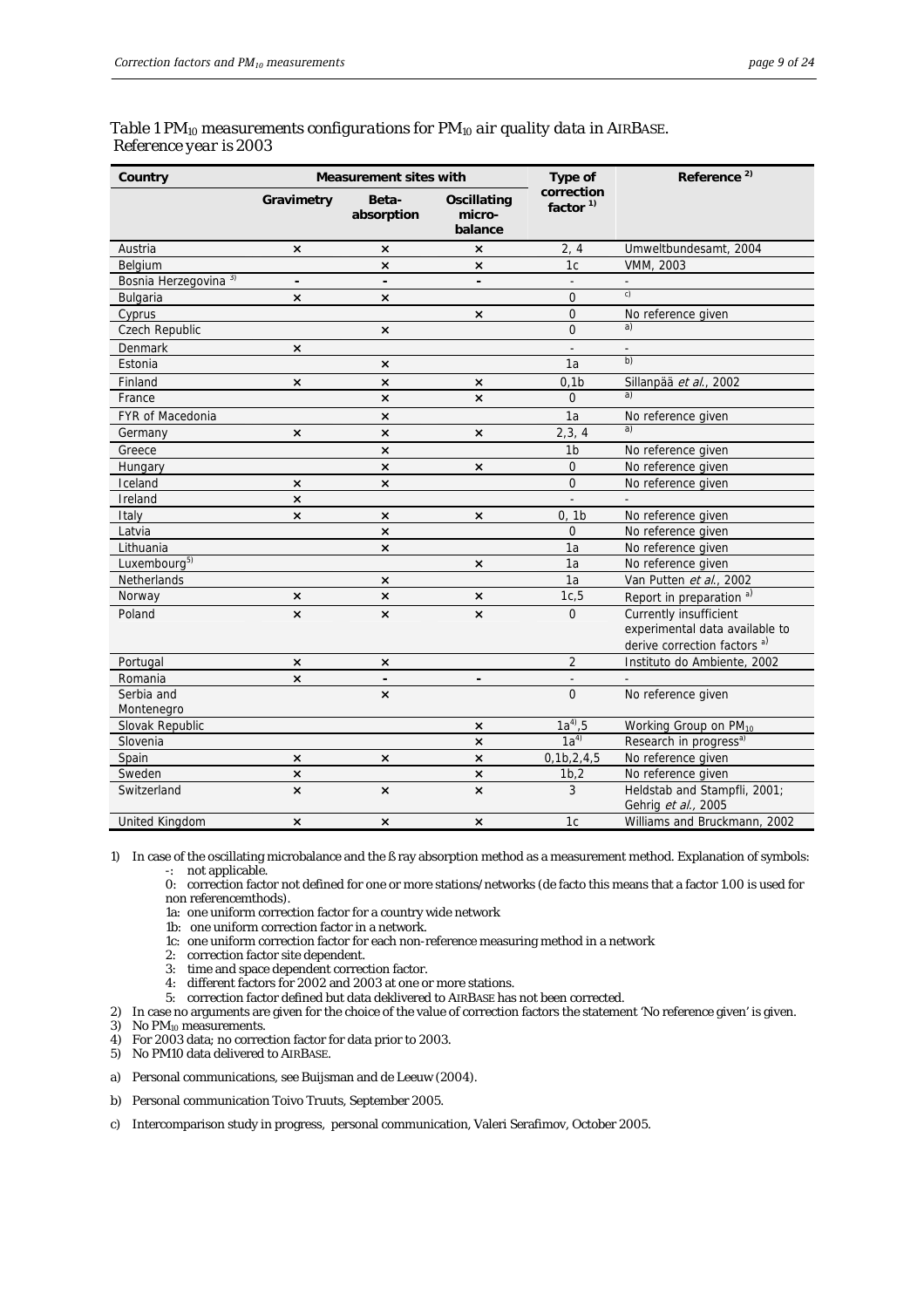Table 1 $PM_{10}$ measurements configurations for $PM_{10}$ air quality data in AIRBASE. Reference year is 2003

| Country | Measurement sites with | | | Type of correction factor [1)] | Reference [2)] |
|---|---|---|---|---|---|
| | Gravimetry | Beta-absorption | Oscillating micro-balance | | |
| Austria | × | × | × | 2, 4 | Umweltbundesamt, 2004 |
| Belgium | | × | × | 1c | VMM, 2003 |
| Bosnia Herzegovina [3)] | - | - | - | - | - |
| Bulgaria | × | × | | 0 | [c)] |
| Cyprus | | | × | 0 | No reference given |
| Czech Republic | | × | | 0 | [a)] |
| Denmark | × | | | - | - |
| Estonia | | × | | 1a | [b)] |
| Finland | × | × | × | 0,1b | Sillanpää *et al.*, 2002 |
| France | | × | × | 0 | [a)] |
| FYR of Macedonia | | × | | 1a | No reference given |
| Germany | × | × | × | 2,3, 4 | [a)] |
| Greece | | × | | 1b | No reference given |
| Hungary | | × | × | 0 | No reference given |
| Iceland | × | × | | 0 | No reference given |
| Ireland | × | | | - | - |
| Italy | × | × | × | 0, 1b | No reference given |
| Latvia | | × | | 0 | No reference given |
| Lithuania | | × | | 1a | No reference given |
| Luxembourg[5)] | | | × | 1a | No reference given |
| Netherlands | | × | | 1a | Van Putten *et al.*, 2002 |
| Norway | × | × | × | 1c,5 | Report in preparation [a)] |
| Poland | × | × | × | 0 | Currently insufficient experimental data available to derive correction factors [a)] |
| Portugal | × | × | | 2 | Instituto do Ambiente, 2002 |
| Romania | × | - | - | - | - |
| Serbia and Montenegro | | × | | 0 | No reference given |
| Slovak Republic | | | × | 1a[4)],5 | Working Group on $PM_{10}$ |
| Slovenia | | | × | 1a[4)] | Research in progress[a)] |
| Spain | × | × | × | 0,1b,2,4,5 | No reference given |
| Sweden | × | | × | 1b,2 | No reference given |
| Switzerland | × | × | × | 3 | Heldstab and Stampfli, 2001; Gehrig *et al.*, 2005 |
| United Kingdom | × | × | × | 1c | Williams and Bruckmann, 2002 |

1) In case of the oscillating microbalance and the ß ray absorption method as a measurement method. Explanation of symbols:
   - -: not applicable.
   - 0: correction factor not defined for one or more stations/networks (de facto this means that a factor 1.00 is used for non referencemthods).
   - 1a: one uniform correction factor for a country wide network
   - 1b: one uniform correction factor in a network.
   - 1c: one uniform correction factor for each non-reference measuring method in a network
   - 2: correction factor site dependent.
   - 3: time and space dependent correction factor.
   - 4: different factors for 2002 and 2003 at one or more stations.
   - 5: correction factor defined but data deklivered to AIRBASE has not been corrected.
2) In case no arguments are given for the choice of the value of correction factors the statement 'No reference given' is given.
3) No $PM_{10}$ measurements.
4) For 2003 data; no correction factor for data prior to 2003.
5) No PM10 data delivered to AIRBASE.

a) Personal communications, see Buijsman and de Leeuw (2004).

b) Personal communication Toivo Truuts, September 2005.

c) Intercomparison study in progress, personal communication, Valeri Serafimov, October 2005.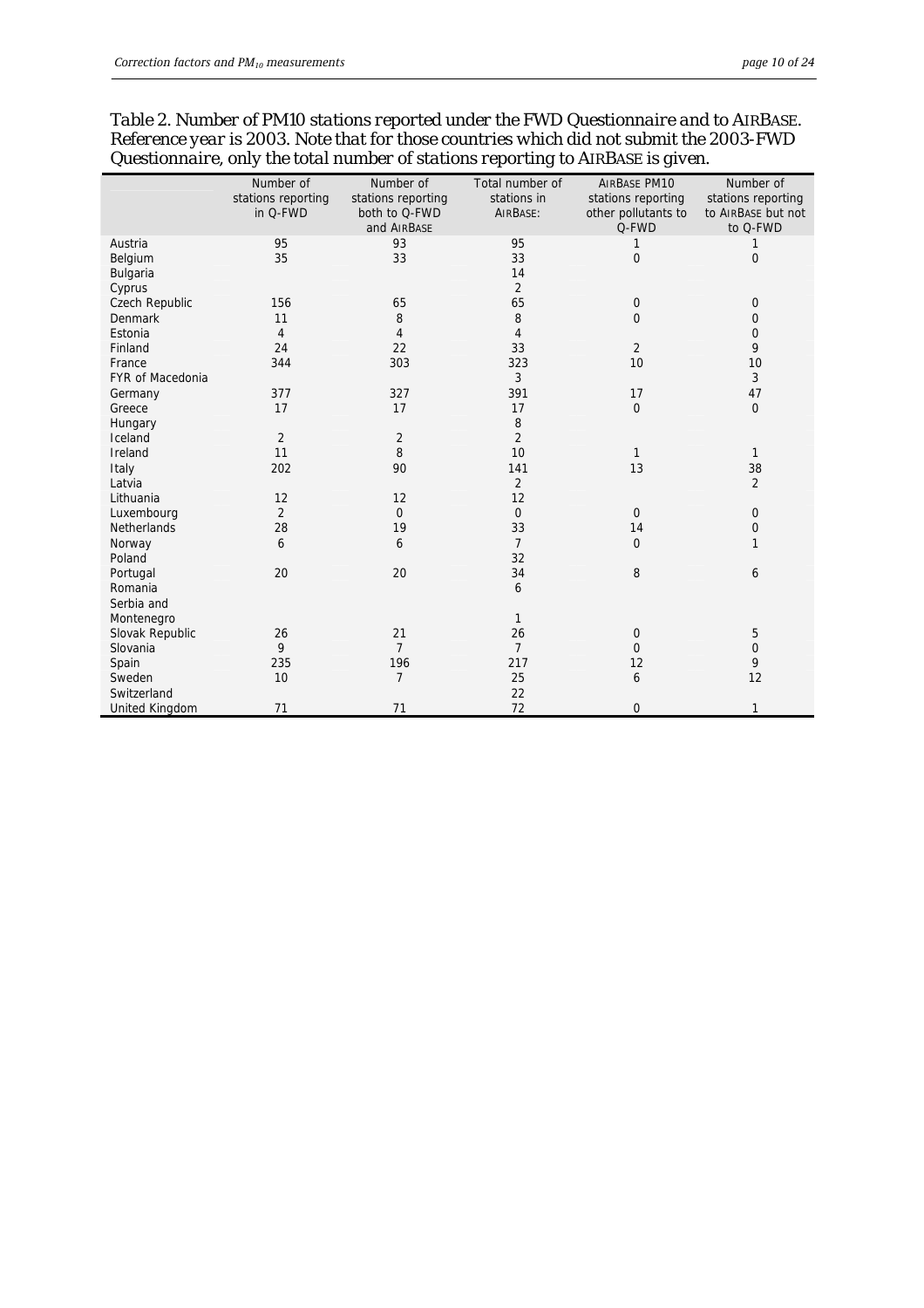*Table 2. Number of PM10 stations reported under the FWD Questionnaire and to AIRBASE. Reference year is 2003. Note that for those countries which did not submit the 2003-FWD Questionnaire, only the total number of stations reporting to AIRBASE is given.*

| | Number of stations reporting in Q-FWD | Number of stations reporting both to Q-FWD and AIRBASE | Total number of stations in AIRBASE: | AIRBASE PM10 stations reporting other pollutants to Q-FWD | Number of stations reporting to AIRBASE but not to Q-FWD |
|---|---|---|---|---|---|
| Austria | 95 | 93 | 95 | 1 | 1 |
| Belgium | 35 | 33 | 33 | 0 | 0 |
| Bulgaria | | | 14 | | |
| Cyprus | | | 2 | | |
| Czech Republic | 156 | 65 | 65 | 0 | 0 |
| Denmark | 11 | 8 | 8 | 0 | 0 |
| Estonia | 4 | 4 | 4 | | 0 |
| Finland | 24 | 22 | 33 | 2 | 9 |
| France | 344 | 303 | 323 | 10 | 10 |
| FYR of Macedonia | | | 3 | | 3 |
| Germany | 377 | 327 | 391 | 17 | 47 |
| Greece | 17 | 17 | 17 | 0 | 0 |
| Hungary | | | 8 | | |
| Iceland | 2 | 2 | 2 | | |
| Ireland | 11 | 8 | 10 | 1 | 1 |
| Italy | 202 | 90 | 141 | 13 | 38 |
| Latvia | | | 2 | | 2 |
| Lithuania | 12 | 12 | 12 | | |
| Luxembourg | 2 | 0 | 0 | 0 | 0 |
| Netherlands | 28 | 19 | 33 | 14 | 0 |
| Norway | 6 | 6 | 7 | 0 | 1 |
| Poland | | | 32 | | |
| Portugal | 20 | 20 | 34 | 8 | 6 |
| Romania | | | 6 | | |
| Serbia and Montenegro | | | 1 | | |
| Slovak Republic | 26 | 21 | 26 | 0 | 5 |
| Slovania | 9 | 7 | 7 | 0 | 0 |
| Spain | 235 | 196 | 217 | 12 | 9 |
| Sweden | 10 | 7 | 25 | 6 | 12 |
| Switzerland | | | 22 | | |
| United Kingdom | 71 | 71 | 72 | 0 | 1 |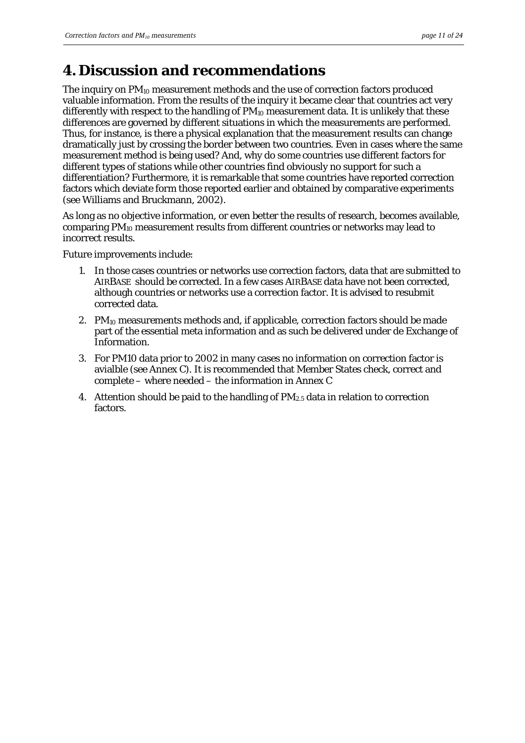# 4. Discussion and recommendations

The inquiry on $PM_{10}$ measurement methods and the use of correction factors produced valuable information. From the results of the inquiry it became clear that countries act very differently with respect to the handling of $PM_{10}$ measurement data. It is unlikely that these differences are governed by different situations in which the measurements are performed. Thus, for instance, is there a physical explanation that the measurement results can change dramatically just by crossing the border between two countries. Even in cases where the same measurement method is being used? And, why do some countries use different factors for different types of stations while other countries find obviously no support for such a differentiation? Furthermore, it is remarkable that some countries have reported correction factors which deviate form those reported earlier and obtained by comparative experiments (see Williams and Bruckmann, 2002).

As long as no objective information, or even better the results of research, becomes available, comparing $PM_{10}$ measurement results from different countries or networks may lead to incorrect results.

Future improvements include:

1. In those cases countries or networks use correction factors, data that are submitted to AIRBASE should be corrected. In a few cases AIRBASE data have not been corrected, although countries or networks use a correction factor. It is advised to resubmit corrected data.
2. $PM_{10}$ measurements methods and, if applicable, correction factors should be made part of the essential meta information and as such be delivered under de Exchange of Information.
3. For PM10 data prior to 2002 in many cases no information on correction factor is avialble (see Annex C). It is recommended that Member States check, correct and complete – where needed – the information in Annex C
4. Attention should be paid to the handling of $PM_{2.5}$ data in relation to correction factors.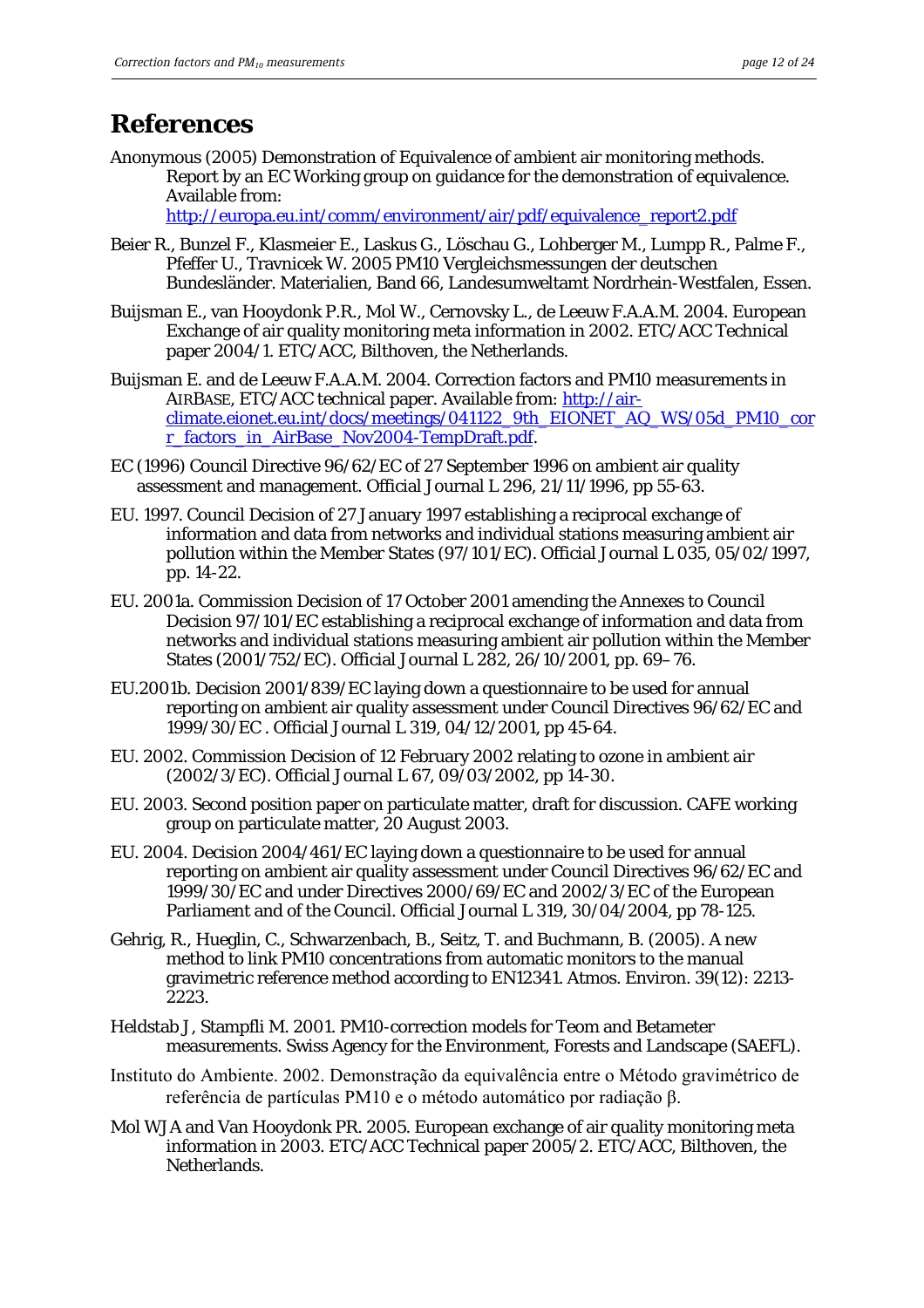# References

Anonymous (2005) Demonstration of Equivalence of ambient air monitoring methods. Report by an EC Working group on guidance for the demonstration of equivalence. Available from: http://europa.eu.int/comm/environment/air/pdf/equivalence_report2.pdf

Beier R., Bunzel F., Klasmeier E., Laskus G., Löschau G., Lohberger M., Lumpp R., Palme F., Pfeffer U., Travnicek W. 2005 PM10 Vergleichsmessungen der deutschen Bundesländer. Materialien, Band 66, Landesumweltamt Nordrhein-Westfalen, Essen.

Buijsman E., van Hooydonk P.R., Mol W., Cernovsky L., de Leeuw F.A.A.M. 2004. European Exchange of air quality monitoring meta information in 2002. ETC/ACC Technical paper 2004/1. ETC/ACC, Bilthoven, the Netherlands.

Buijsman E. and de Leeuw F.A.A.M. 2004. Correction factors and PM10 measurements in AIRBASE, ETC/ACC technical paper. Available from: http://air-climate.eionet.eu.int/docs/meetings/041122_9th_EIONET_AQ_WS/05d_PM10_corr_factors_in_AirBase_Nov2004-TempDraft.pdf.

EC (1996) Council Directive 96/62/EC of 27 September 1996 on ambient air quality assessment and management. Official Journal L 296, 21/11/1996, pp 55-63.

EU. 1997. Council Decision of 27 January 1997 establishing a reciprocal exchange of information and data from networks and individual stations measuring ambient air pollution within the Member States (97/101/EC). Official Journal L 035, 05/02/1997, pp. 14-22.

EU. 2001a. Commission Decision of 17 October 2001 amending the Annexes to Council Decision 97/101/EC establishing a reciprocal exchange of information and data from networks and individual stations measuring ambient air pollution within the Member States (2001/752/EC). Official Journal L 282, 26/10/2001, pp. 69–76.

EU.2001b. Decision 2001/839/EC laying down a questionnaire to be used for annual reporting on ambient air quality assessment under Council Directives 96/62/EC and 1999/30/EC . Official Journal L 319, 04/12/2001, pp 45-64.

EU. 2002. Commission Decision of 12 February 2002 relating to ozone in ambient air (2002/3/EC). Official Journal L 67, 09/03/2002, pp 14-30.

EU. 2003. Second position paper on particulate matter, draft for discussion. CAFE working group on particulate matter, 20 August 2003.

EU. 2004. Decision 2004/461/EC laying down a questionnaire to be used for annual reporting on ambient air quality assessment under Council Directives 96/62/EC and 1999/30/EC and under Directives 2000/69/EC and 2002/3/EC of the European Parliament and of the Council. Official Journal L 319, 30/04/2004, pp 78-125.

Gehrig, R., Hueglin, C., Schwarzenbach, B., Seitz, T. and Buchmann, B. (2005). A new method to link PM10 concentrations from automatic monitors to the manual gravimetric reference method according to EN12341. Atmos. Environ. 39(12): 2213-2223.

Heldstab J, Stampfli M. 2001. PM10-correction models for Teom and Betameter measurements. Swiss Agency for the Environment, Forests and Landscape (SAEFL).

Instituto do Ambiente. 2002. Demonstração da equivalência entre o Método gravimétrico de referência de partículas PM10 e o método automático por radiação β.

Mol WJA and Van Hooydonk PR. 2005. European exchange of air quality monitoring meta information in 2003. ETC/ACC Technical paper 2005/2. ETC/ACC, Bilthoven, the Netherlands.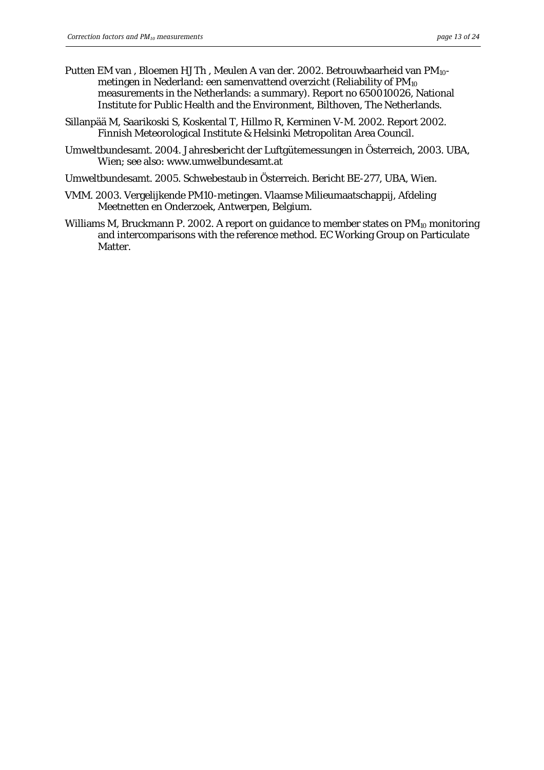Putten EM van , Bloemen HJ Th , Meulen A van der. 2002. Betrouwbaarheid van $PM_{10}$-metingen in Nederland: een samenvattend overzicht (Reliability of $PM_{10}$ measurements in the Netherlands: a summary). Report no 650010026, National Institute for Public Health and the Environment, Bilthoven, The Netherlands.

Sillanpää M, Saarikoski S, Koskental T, Hillmo R, Kerminen V-M. 2002. Report 2002. Finnish Meteorological Institute & Helsinki Metropolitan Area Council.

Umweltbundesamt. 2004. Jahresbericht der Luftgütemessungen in Österreich, 2003. UBA, Wien; see also: www.umwelbundesamt.at

Umweltbundesamt. 2005. Schwebestaub in Österreich. Bericht BE-277, UBA, Wien.

VMM. 2003. Vergelijkende PM10-metingen. Vlaamse Milieumaatschappij, Afdeling Meetnetten en Onderzoek, Antwerpen, Belgium.

Williams M, Bruckmann P. 2002. A report on guidance to member states on $PM_{10}$ monitoring and intercomparisons with the reference method. EC Working Group on Particulate Matter.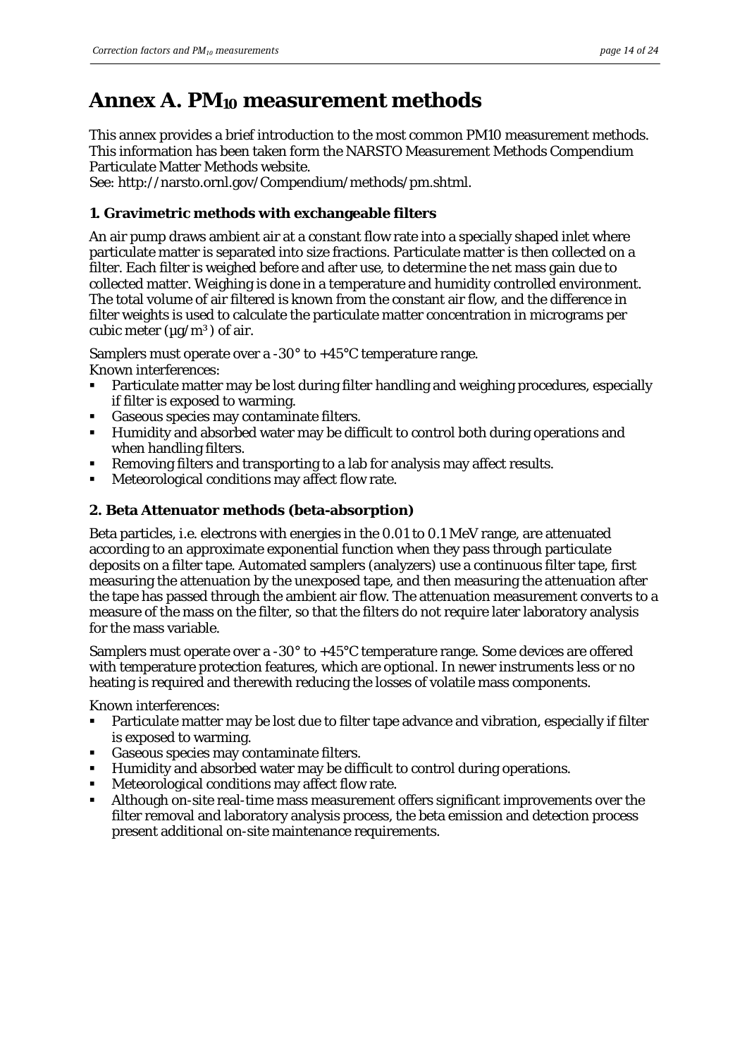# Annex A. $PM_{10}$ measurement methods

This annex provides a brief introduction to the most common PM10 measurement methods. This information has been taken form the NARSTO Measurement Methods Compendium Particulate Matter Methods website.
See: http://narsto.ornl.gov/Compendium/methods/pm.shtml.

### 1. Gravimetric methods with exchangeable filters

An air pump draws ambient air at a constant flow rate into a specially shaped inlet where particulate matter is separated into size fractions. Particulate matter is then collected on a filter. Each filter is weighed before and after use, to determine the net mass gain due to collected matter. Weighing is done in a temperature and humidity controlled environment. The total volume of air filtered is known from the constant air flow, and the difference in filter weights is used to calculate the particulate matter concentration in micrograms per cubic meter ($\mu g/m^3$) of air.

Samplers must operate over a -30° to +45°C temperature range.
Known interferences:

- Particulate matter may be lost during filter handling and weighing procedures, especially if filter is exposed to warming.
- Gaseous species may contaminate filters.
- Humidity and absorbed water may be difficult to control both during operations and when handling filters.
- Removing filters and transporting to a lab for analysis may affect results.
- Meteorological conditions may affect flow rate.

### 2. Beta Attenuator methods (beta-absorption)

Beta particles, i.e. electrons with energies in the 0.01 to 0.1 MeV range, are attenuated according to an approximate exponential function when they pass through particulate deposits on a filter tape. Automated samplers (analyzers) use a continuous filter tape, first measuring the attenuation by the unexposed tape, and then measuring the attenuation after the tape has passed through the ambient air flow. The attenuation measurement converts to a measure of the mass on the filter, so that the filters do not require later laboratory analysis for the mass variable.

Samplers must operate over a -30° to +45°C temperature range. Some devices are offered with temperature protection features, which are optional. In newer instruments less or no heating is required and therewith reducing the losses of volatile mass components.

Known interferences:

- Particulate matter may be lost due to filter tape advance and vibration, especially if filter is exposed to warming.
- Gaseous species may contaminate filters.
- Humidity and absorbed water may be difficult to control during operations.
- Meteorological conditions may affect flow rate.
- Although on-site real-time mass measurement offers significant improvements over the filter removal and laboratory analysis process, the beta emission and detection process present additional on-site maintenance requirements.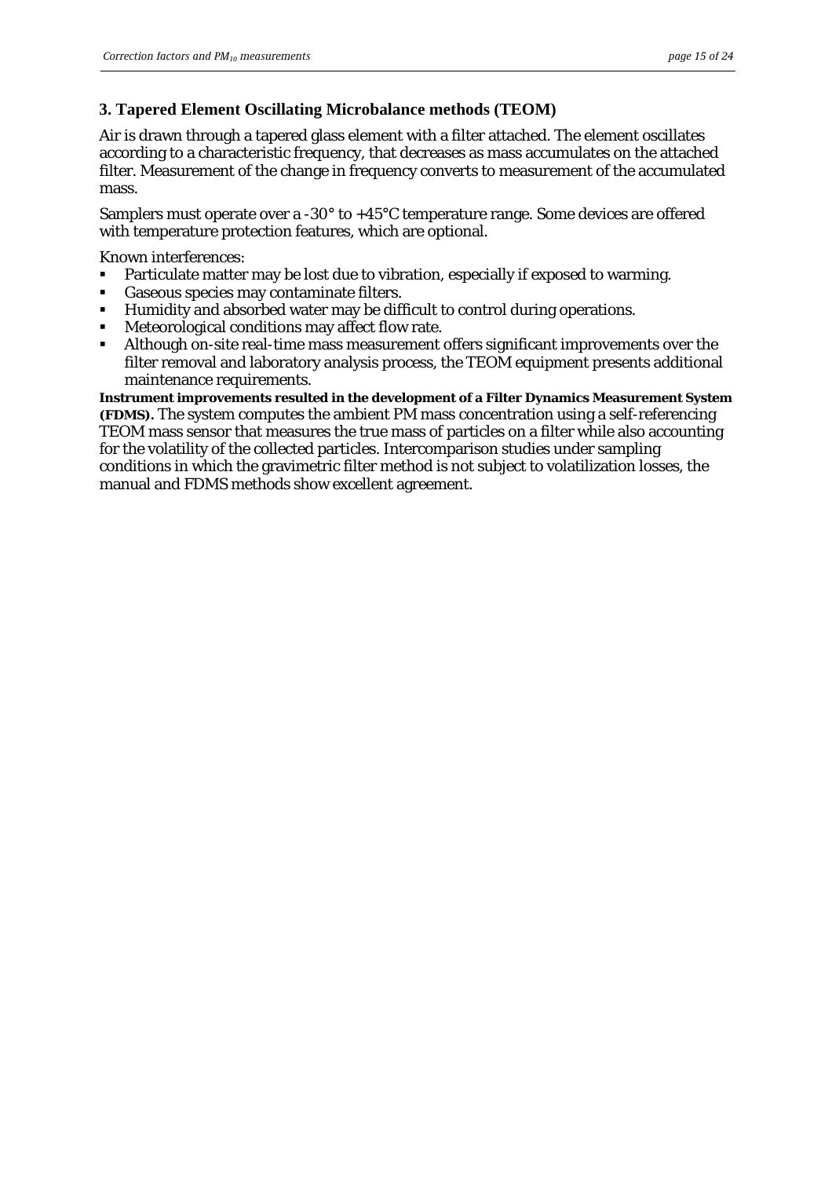### 3. Tapered Element Oscillating Microbalance methods (TEOM)

Air is drawn through a tapered glass element with a filter attached. The element oscillates according to a characteristic frequency, that decreases as mass accumulates on the attached filter. Measurement of the change in frequency converts to measurement of the accumulated mass.

Samplers must operate over a -30° to +45°C temperature range. Some devices are offered with temperature protection features, which are optional.

Known interferences:

- Particulate matter may be lost due to vibration, especially if exposed to warming.
- Gaseous species may contaminate filters.
- Humidity and absorbed water may be difficult to control during operations.
- Meteorological conditions may affect flow rate.
- Although on-site real-time mass measurement offers significant improvements over the filter removal and laboratory analysis process, the TEOM equipment presents additional maintenance requirements.

**Instrument improvements resulted in the development of a Filter Dynamics Measurement System (FDMS).** The system computes the ambient PM mass concentration using a self-referencing TEOM mass sensor that measures the true mass of particles on a filter while also accounting for the volatility of the collected particles. Intercomparison studies under sampling conditions in which the gravimetric filter method is not subject to volatilization losses, the manual and FDMS methods show excellent agreement.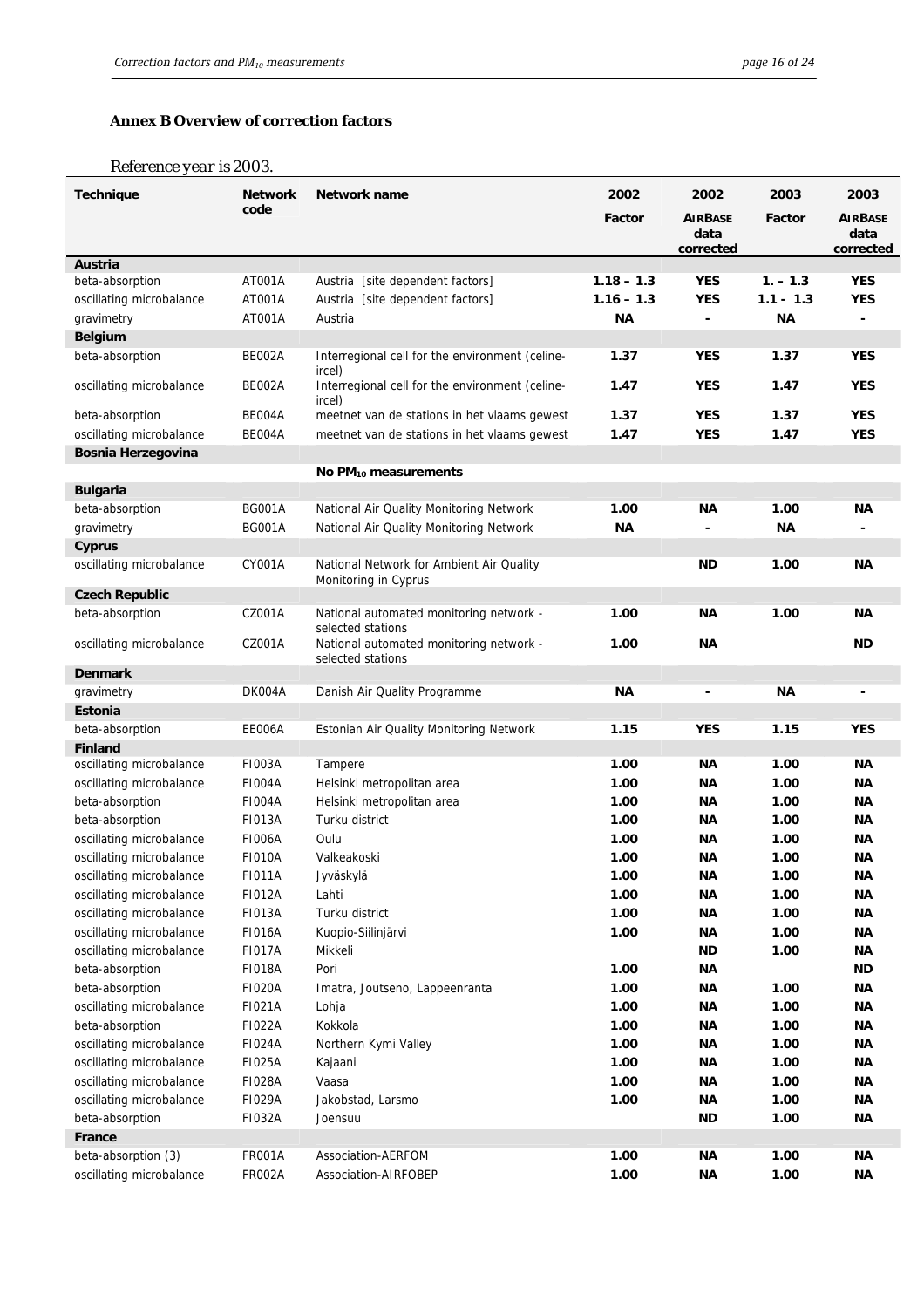## Annex B Overview of correction factors

*Reference year is 2003.*

| Technique | Network code | Network name | 2002 Factor | 2002 AIRBASE data corrected | 2003 Factor | 2003 AIRBASE data corrected |
|---|---|---|---|---|---|---|
| **Austria** | | | | | | |
| beta-absorption | AT001A | Austria [site dependent factors] | **1.18 – 1.3** | **YES** | **1. – 1.3** | **YES** |
| oscillating microbalance | AT001A | Austria [site dependent factors] | **1.16 – 1.3** | **YES** | **1.1 - 1.3** | **YES** |
| gravimetry | AT001A | Austria | **NA** | **-** | **NA** | **-** |
| **Belgium** | | | | | | |
| beta-absorption | BE002A | Interregional cell for the environment (celine-ircel) | **1.37** | **YES** | **1.37** | **YES** |
| oscillating microbalance | BE002A | Interregional cell for the environment (celine-ircel) | **1.47** | **YES** | **1.47** | **YES** |
| beta-absorption | BE004A | meetnet van de stations in het vlaams gewest | **1.37** | **YES** | **1.37** | **YES** |
| oscillating microbalance | BE004A | meetnet van de stations in het vlaams gewest | **1.47** | **YES** | **1.47** | **YES** |
| **Bosnia Herzegovina** | | | | | | |
| | | **No $PM_{10}$ measurements** | | | | |
| **Bulgaria** | | | | | | |
| beta-absorption | BG001A | National Air Quality Monitoring Network | **1.00** | **NA** | **1.00** | **NA** |
| gravimetry | BG001A | National Air Quality Monitoring Network | **NA** | **-** | **NA** | **-** |
| **Cyprus** | | | | | | |
| oscillating microbalance | CY001A | National Network for Ambient Air Quality Monitoring in Cyprus | | **ND** | **1.00** | **NA** |
| **Czech Republic** | | | | | | |
| beta-absorption | CZ001A | National automated monitoring network - selected stations | **1.00** | **NA** | **1.00** | **NA** |
| oscillating microbalance | CZ001A | National automated monitoring network - selected stations | **1.00** | **NA** | | **ND** |
| **Denmark** | | | | | | |
| gravimetry | DK004A | Danish Air Quality Programme | **NA** | **-** | **NA** | **-** |
| **Estonia** | | | | | | |
| beta-absorption | EE006A | Estonian Air Quality Monitoring Network | **1.15** | **YES** | **1.15** | **YES** |
| **Finland** | | | | | | |
| oscillating microbalance | FI003A | Tampere | **1.00** | **NA** | **1.00** | **NA** |
| oscillating microbalance | FI004A | Helsinki metropolitan area | **1.00** | **NA** | **1.00** | **NA** |
| beta-absorption | FI004A | Helsinki metropolitan area | **1.00** | **NA** | **1.00** | **NA** |
| beta-absorption | FI013A | Turku district | **1.00** | **NA** | **1.00** | **NA** |
| oscillating microbalance | FI006A | Oulu | **1.00** | **NA** | **1.00** | **NA** |
| oscillating microbalance | FI010A | Valkeakoski | **1.00** | **NA** | **1.00** | **NA** |
| oscillating microbalance | FI011A | Jyväskylä | **1.00** | **NA** | **1.00** | **NA** |
| oscillating microbalance | FI012A | Lahti | **1.00** | **NA** | **1.00** | **NA** |
| oscillating microbalance | FI013A | Turku district | **1.00** | **NA** | **1.00** | **NA** |
| oscillating microbalance | FI016A | Kuopio-Siilinjärvi | **1.00** | **NA** | **1.00** | **NA** |
| oscillating microbalance | FI017A | Mikkeli | | **ND** | **1.00** | **NA** |
| beta-absorption | FI018A | Pori | **1.00** | **NA** | | **ND** |
| beta-absorption | FI020A | Imatra, Joutseno, Lappeenranta | **1.00** | **NA** | **1.00** | **NA** |
| oscillating microbalance | FI021A | Lohja | **1.00** | **NA** | **1.00** | **NA** |
| beta-absorption | FI022A | Kokkola | **1.00** | **NA** | **1.00** | **NA** |
| oscillating microbalance | FI024A | Northern Kymi Valley | **1.00** | **NA** | **1.00** | **NA** |
| oscillating microbalance | FI025A | Kajaani | **1.00** | **NA** | **1.00** | **NA** |
| oscillating microbalance | FI028A | Vaasa | **1.00** | **NA** | **1.00** | **NA** |
| oscillating microbalance | FI029A | Jakobstad, Larsmo | **1.00** | **NA** | **1.00** | **NA** |
| beta-absorption | FI032A | Joensuu | | **ND** | **1.00** | **NA** |
| **France** | | | | | | |
| beta-absorption (3) | FR001A | Association-AERFOM | **1.00** | **NA** | **1.00** | **NA** |
| oscillating microbalance | FR002A | Association-AIRFOBEP | **1.00** | **NA** | **1.00** | **NA** |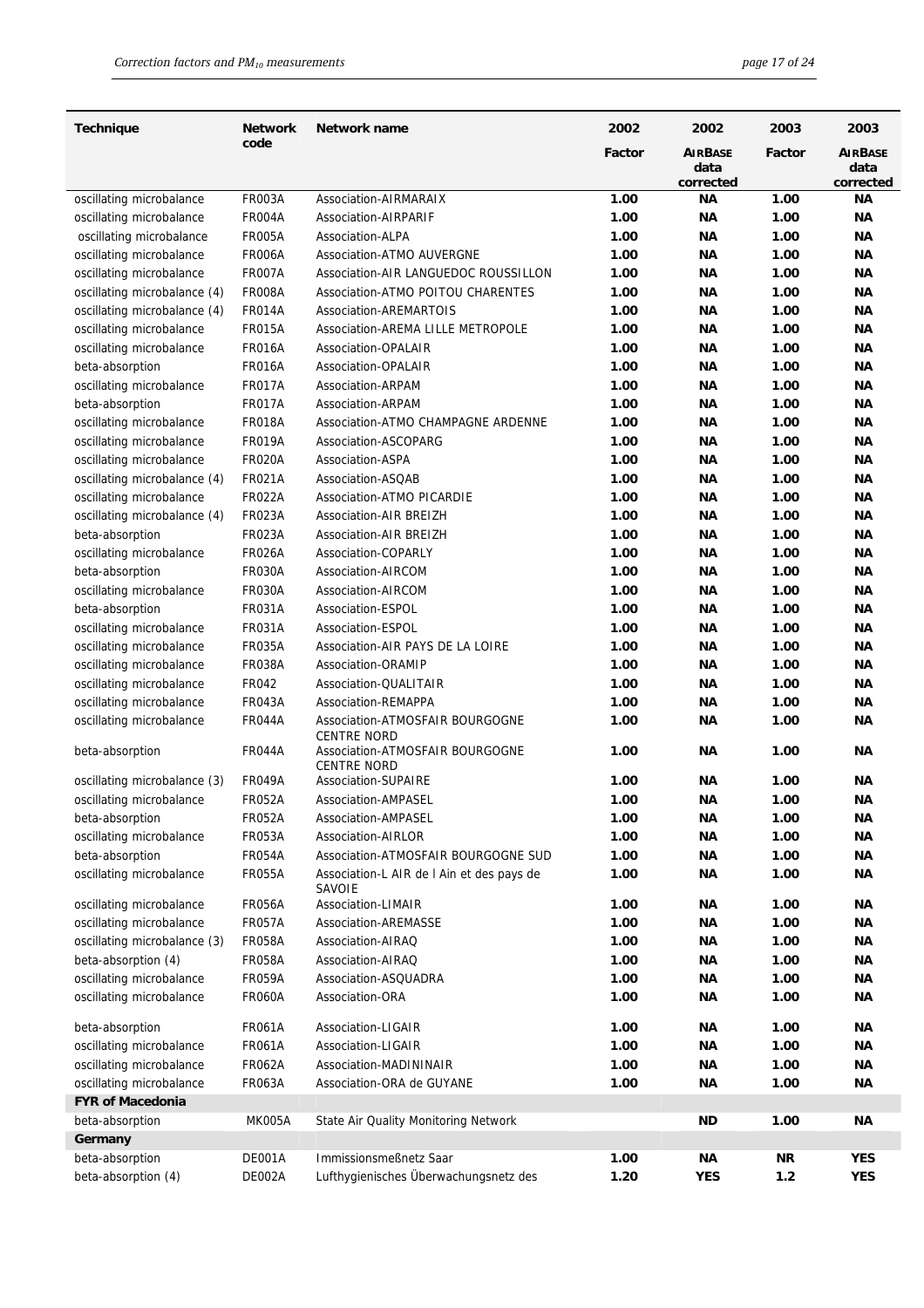| Technique | Network code | Network name | 2002 | 2002 | 2003 | 2003 |
|---|---|---|---|---|---|---|
| | | | Factor | AIRBASE data corrected | Factor | AIRBASE data corrected |
| oscillating microbalance | FR003A | Association-AIRMARAIX | 1.00 | NA | 1.00 | NA |
| oscillating microbalance | FR004A | Association-AIRPARIF | 1.00 | NA | 1.00 | NA |
| oscillating microbalance | FR005A | Association-ALPA | 1.00 | NA | 1.00 | NA |
| oscillating microbalance | FR006A | Association-ATMO AUVERGNE | 1.00 | NA | 1.00 | NA |
| oscillating microbalance | FR007A | Association-AIR LANGUEDOC ROUSSILLON | 1.00 | NA | 1.00 | NA |
| oscillating microbalance (4) | FR008A | Association-ATMO POITOU CHARENTES | 1.00 | NA | 1.00 | NA |
| oscillating microbalance (4) | FR014A | Association-AREMARTOIS | 1.00 | NA | 1.00 | NA |
| oscillating microbalance | FR015A | Association-AREMA LILLE METROPOLE | 1.00 | NA | 1.00 | NA |
| oscillating microbalance | FR016A | Association-OPALAIR | 1.00 | NA | 1.00 | NA |
| beta-absorption | FR016A | Association-OPALAIR | 1.00 | NA | 1.00 | NA |
| oscillating microbalance | FR017A | Association-ARPAM | 1.00 | NA | 1.00 | NA |
| beta-absorption | FR017A | Association-ARPAM | 1.00 | NA | 1.00 | NA |
| oscillating microbalance | FR018A | Association-ATMO CHAMPAGNE ARDENNE | 1.00 | NA | 1.00 | NA |
| oscillating microbalance | FR019A | Association-ASCOPARG | 1.00 | NA | 1.00 | NA |
| oscillating microbalance | FR020A | Association-ASPA | 1.00 | NA | 1.00 | NA |
| oscillating microbalance (4) | FR021A | Association-ASQAB | 1.00 | NA | 1.00 | NA |
| oscillating microbalance | FR022A | Association-ATMO PICARDIE | 1.00 | NA | 1.00 | NA |
| oscillating microbalance (4) | FR023A | Association-AIR BREIZH | 1.00 | NA | 1.00 | NA |
| beta-absorption | FR023A | Association-AIR BREIZH | 1.00 | NA | 1.00 | NA |
| oscillating microbalance | FR026A | Association-COPARLY | 1.00 | NA | 1.00 | NA |
| beta-absorption | FR030A | Association-AIRCOM | 1.00 | NA | 1.00 | NA |
| oscillating microbalance | FR030A | Association-AIRCOM | 1.00 | NA | 1.00 | NA |
| beta-absorption | FR031A | Association-ESPOL | 1.00 | NA | 1.00 | NA |
| oscillating microbalance | FR031A | Association-ESPOL | 1.00 | NA | 1.00 | NA |
| oscillating microbalance | FR035A | Association-AIR PAYS DE LA LOIRE | 1.00 | NA | 1.00 | NA |
| oscillating microbalance | FR038A | Association-ORAMIP | 1.00 | NA | 1.00 | NA |
| oscillating microbalance | FR042 | Association-QUALITAIR | 1.00 | NA | 1.00 | NA |
| oscillating microbalance | FR043A | Association-REMAPPA | 1.00 | NA | 1.00 | NA |
| oscillating microbalance | FR044A | Association-ATMOSFAIR BOURGOGNE CENTRE NORD | 1.00 | NA | 1.00 | NA |
| beta-absorption | FR044A | Association-ATMOSFAIR BOURGOGNE CENTRE NORD | 1.00 | NA | 1.00 | NA |
| oscillating microbalance (3) | FR049A | Association-SUPAIRE | 1.00 | NA | 1.00 | NA |
| oscillating microbalance | FR052A | Association-AMPASEL | 1.00 | NA | 1.00 | NA |
| beta-absorption | FR052A | Association-AMPASEL | 1.00 | NA | 1.00 | NA |
| oscillating microbalance | FR053A | Association-AIRLOR | 1.00 | NA | 1.00 | NA |
| beta-absorption | FR054A | Association-ATMOSFAIR BOURGOGNE SUD | 1.00 | NA | 1.00 | NA |
| oscillating microbalance | FR055A | Association-L AIR de l Ain et des pays de SAVOIE | 1.00 | NA | 1.00 | NA |
| oscillating microbalance | FR056A | Association-LIMAIR | 1.00 | NA | 1.00 | NA |
| oscillating microbalance | FR057A | Association-AREMASSE | 1.00 | NA | 1.00 | NA |
| oscillating microbalance (3) | FR058A | Association-AIRAQ | 1.00 | NA | 1.00 | NA |
| beta-absorption (4) | FR058A | Association-AIRAQ | 1.00 | NA | 1.00 | NA |
| oscillating microbalance | FR059A | Association-ASQUADRA | 1.00 | NA | 1.00 | NA |
| oscillating microbalance | FR060A | Association-ORA | 1.00 | NA | 1.00 | NA |
| beta-absorption | FR061A | Association-LIGAIR | 1.00 | NA | 1.00 | NA |
| oscillating microbalance | FR061A | Association-LIGAIR | 1.00 | NA | 1.00 | NA |
| oscillating microbalance | FR062A | Association-MADININAIR | 1.00 | NA | 1.00 | NA |
| oscillating microbalance | FR063A | Association-ORA de GUYANE | 1.00 | NA | 1.00 | NA |
| **FYR of Macedonia** | | | | | | |
| beta-absorption | MK005A | State Air Quality Monitoring Network | | ND | 1.00 | NA |
| **Germany** | | | | | | |
| beta-absorption | DE001A | Immissionsmeßnetz Saar | 1.00 | NA | NR | YES |
| beta-absorption (4) | DE002A | Lufthygienisches Überwachungsnetz des | 1.20 | YES | 1.2 | YES |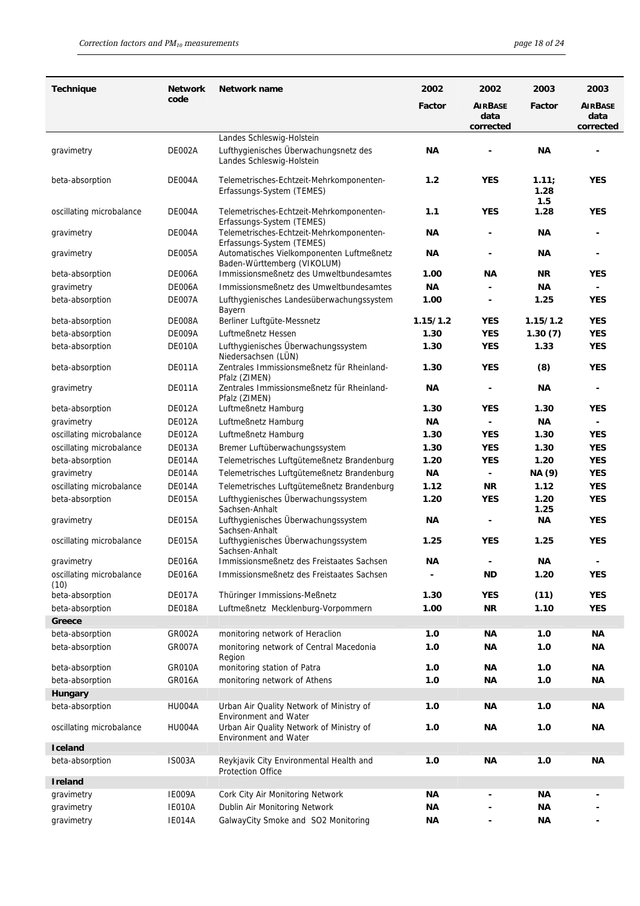| Technique | Network code | Network name | 2002 Factor | 2002 AIRBASE data corrected | 2003 Factor | 2003 AIRBASE data corrected |
|---|---|---|---|---|---|---|
| | | Landes Schleswig-Holstein | | | | |
| gravimetry | DE002A | Lufthygienisches Überwachungsnetz des Landes Schleswig-Holstein | **NA** | **-** | **NA** | **-** |
| beta-absorption | DE004A | Telemetrisches-Echtzeit-Mehrkomponenten-Erfassungs-System (TEMES) | **1.2** | **YES** | **1.11; 1.28 1.5** | **YES** |
| oscillating microbalance | DE004A | Telemetrisches-Echtzeit-Mehrkomponenten-Erfassungs-System (TEMES) | **1.1** | **YES** | **1.28** | **YES** |
| gravimetry | DE004A | Telemetrisches-Echtzeit-Mehrkomponenten-Erfassungs-System (TEMES) | **NA** | **-** | **NA** | **-** |
| gravimetry | DE005A | Automatisches Vielkomponenten Luftmeßnetz Baden-Württemberg (VIKOLUM) | **NA** | **-** | **NA** | **-** |
| beta-absorption | DE006A | Immissionsmeßnetz des Umweltbundesamtes | **1.00** | **NA** | **NR** | **YES** |
| gravimetry | DE006A | Immissionsmeßnetz des Umweltbundesamtes | **NA** | **-** | **NA** | **-** |
| beta-absorption | DE007A | Lufthygienisches Landesüberwachungssystem Bayern | **1.00** | **-** | **1.25** | **YES** |
| beta-absorption | DE008A | Berliner Luftgüte-Messnetz | **1.15/1.2** | **YES** | **1.15/1.2** | **YES** |
| beta-absorption | DE009A | Luftmeßnetz Hessen | **1.30** | **YES** | **1.30 (7)** | **YES** |
| beta-absorption | DE010A | Lufthygienisches Überwachungssystem Niedersachsen (LÜN) | **1.30** | **YES** | **1.33** | **YES** |
| beta-absorption | DE011A | Zentrales Immissionsmeßnetz für Rheinland-Pfalz (ZIMEN) | **1.30** | **YES** | **(8)** | **YES** |
| gravimetry | DE011A | Zentrales Immissionsmeßnetz für Rheinland-Pfalz (ZIMEN) | **NA** | **-** | **NA** | **-** |
| beta-absorption | DE012A | Luftmeßnetz Hamburg | **1.30** | **YES** | **1.30** | **YES** |
| gravimetry | DE012A | Luftmeßnetz Hamburg | **NA** | **-** | **NA** | **-** |
| oscillating microbalance | DE012A | Luftmeßnetz Hamburg | **1.30** | **YES** | **1.30** | **YES** |
| oscillating microbalance | DE013A | Bremer Luftüberwachungssystem | **1.30** | **YES** | **1.30** | **YES** |
| beta-absorption | DE014A | Telemetrisches Luftgütemeßnetz Brandenburg | **1.20** | **YES** | **1.20** | **YES** |
| gravimetry | DE014A | Telemetrisches Luftgütemeßnetz Brandenburg | **NA** | **-** | **NA (9)** | **YES** |
| oscillating microbalance | DE014A | Telemetrisches Luftgütemeßnetz Brandenburg | **1.12** | **NR** | **1.12** | **YES** |
| beta-absorption | DE015A | Lufthygienisches Überwachungssystem Sachsen-Anhalt | **1.20** | **YES** | **1.20 1.25** | **YES** |
| gravimetry | DE015A | Lufthygienisches Überwachungssystem Sachsen-Anhalt | **NA** | **-** | **NA** | **YES** |
| oscillating microbalance | DE015A | Lufthygienisches Überwachungssystem Sachsen-Anhalt | **1.25** | **YES** | **1.25** | **YES** |
| gravimetry | DE016A | Immissionsmeßnetz des Freistaates Sachsen | **NA** | **-** | **NA** | **-** |
| oscillating microbalance (10) | DE016A | Immissionsmeßnetz des Freistaates Sachsen | **-** | **ND** | **1.20** | **YES** |
| beta-absorption | DE017A | Thüringer Immissions-Meßnetz | **1.30** | **YES** | **(11)** | **YES** |
| beta-absorption | DE018A | Luftmeßnetz Mecklenburg-Vorpommern | **1.00** | **NR** | **1.10** | **YES** |
| **Greece** | | | | | | |
| beta-absorption | GR002A | monitoring network of Heraclion | **1.0** | **NA** | **1.0** | **NA** |
| beta-absorption | GR007A | monitoring network of Central Macedonia Region | **1.0** | **NA** | **1.0** | **NA** |
| beta-absorption | GR010A | monitoring station of Patra | **1.0** | **NA** | **1.0** | **NA** |
| beta-absorption | GR016A | monitoring network of Athens | **1.0** | **NA** | **1.0** | **NA** |
| **Hungary** | | | | | | |
| beta-absorption | HU004A | Urban Air Quality Network of Ministry of Environment and Water | **1.0** | **NA** | **1.0** | **NA** |
| oscillating microbalance | HU004A | Urban Air Quality Network of Ministry of Environment and Water | **1.0** | **NA** | **1.0** | **NA** |
| **Iceland** | | | | | | |
| beta-absorption | IS003A | Reykjavik City Environmental Health and Protection Office | **1.0** | **NA** | **1.0** | **NA** |
| **Ireland** | | | | | | |
| gravimetry | IE009A | Cork City Air Monitoring Network | **NA** | **-** | **NA** | **-** |
| gravimetry | IE010A | Dublin Air Monitoring Network | **NA** | **-** | **NA** | **-** |
| gravimetry | IE014A | GalwayCity Smoke and SO2 Monitoring | **NA** | **-** | **NA** | **-** |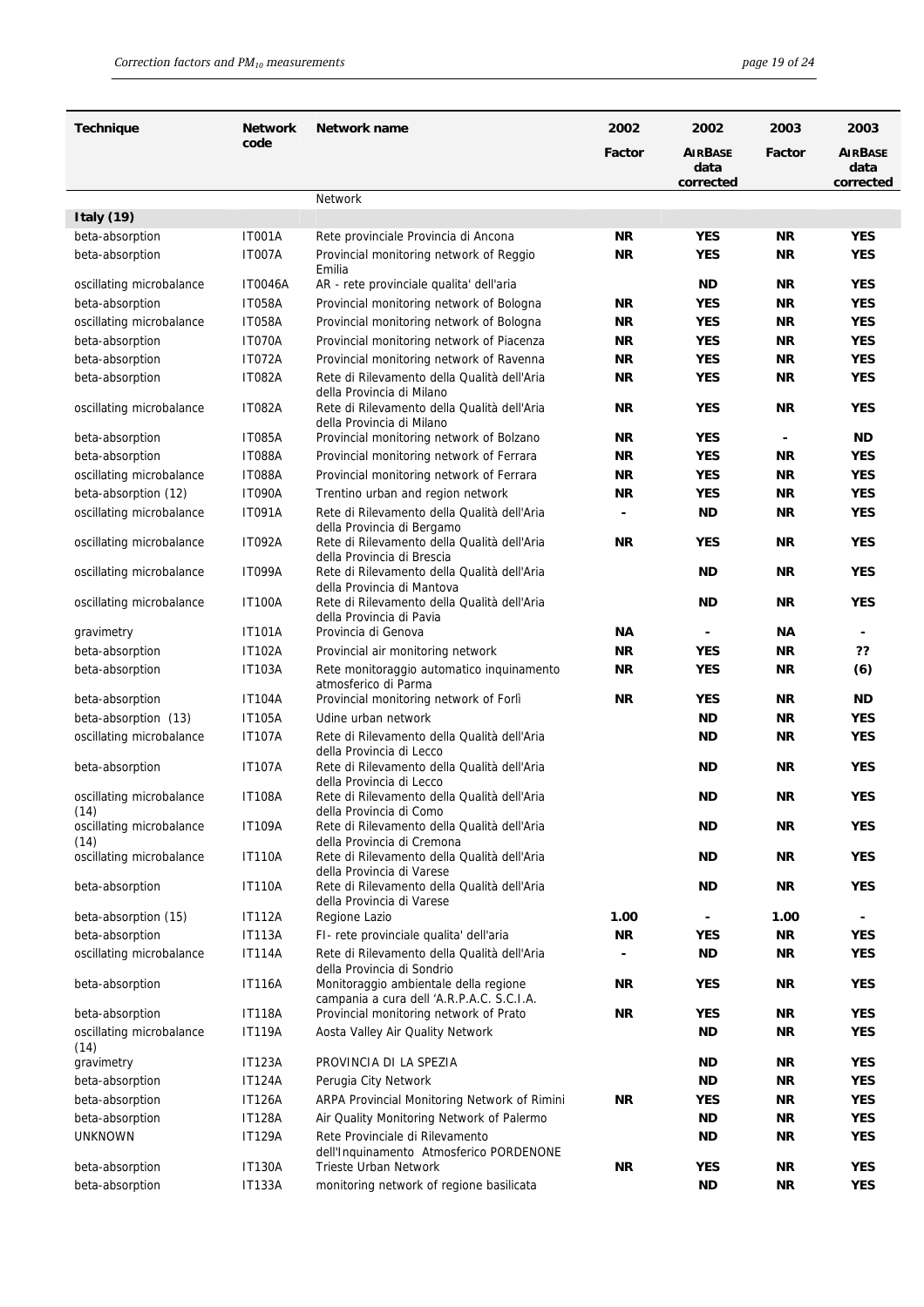| Technique | Network code | Network name | 2002 Factor | 2002 AIRBASE data corrected | 2003 Factor | 2003 AIRBASE data corrected |
|---|---|---|---|---|---|---|
| | | Network | | | | |
| **Italy (19)** | | | | | | |
| beta-absorption | IT001A | Rete provinciale Provincia di Ancona | **NR** | **YES** | **NR** | **YES** |
| beta-absorption | IT007A | Provincial monitoring network of Reggio Emilia | **NR** | **YES** | **NR** | **YES** |
| oscillating microbalance | IT0046A | AR - rete provinciale qualita' dell'aria | | **ND** | **NR** | **YES** |
| beta-absorption | IT058A | Provincial monitoring network of Bologna | **NR** | **YES** | **NR** | **YES** |
| oscillating microbalance | IT058A | Provincial monitoring network of Bologna | **NR** | **YES** | **NR** | **YES** |
| beta-absorption | IT070A | Provincial monitoring network of Piacenza | **NR** | **YES** | **NR** | **YES** |
| beta-absorption | IT072A | Provincial monitoring network of Ravenna | **NR** | **YES** | **NR** | **YES** |
| beta-absorption | IT082A | Rete di Rilevamento della Qualità dell'Aria della Provincia di Milano | **NR** | **YES** | **NR** | **YES** |
| oscillating microbalance | IT082A | Rete di Rilevamento della Qualità dell'Aria della Provincia di Milano | **NR** | **YES** | **NR** | **YES** |
| beta-absorption | IT085A | Provincial monitoring network of Bolzano | **NR** | **YES** | **-** | **ND** |
| beta-absorption | IT088A | Provincial monitoring network of Ferrara | **NR** | **YES** | **NR** | **YES** |
| oscillating microbalance | IT088A | Provincial monitoring network of Ferrara | **NR** | **YES** | **NR** | **YES** |
| beta-absorption (12) | IT090A | Trentino urban and region network | **NR** | **YES** | **NR** | **YES** |
| oscillating microbalance | IT091A | Rete di Rilevamento della Qualità dell'Aria della Provincia di Bergamo | **-** | **ND** | **NR** | **YES** |
| oscillating microbalance | IT092A | Rete di Rilevamento della Qualità dell'Aria della Provincia di Brescia | **NR** | **YES** | **NR** | **YES** |
| oscillating microbalance | IT099A | Rete di Rilevamento della Qualità dell'Aria della Provincia di Mantova | | **ND** | **NR** | **YES** |
| oscillating microbalance | IT100A | Rete di Rilevamento della Qualità dell'Aria della Provincia di Pavia | | **ND** | **NR** | **YES** |
| gravimetry | IT101A | Provincia di Genova | **NA** | **-** | **NA** | **-** |
| beta-absorption | IT102A | Provincial air monitoring network | **NR** | **YES** | **NR** | **??** |
| beta-absorption | IT103A | Rete monitoraggio automatico inquinamento atmosferico di Parma | **NR** | **YES** | **NR** | **(6)** |
| beta-absorption | IT104A | Provincial monitoring network of Forlì | **NR** | **YES** | **NR** | **ND** |
| beta-absorption (13) | IT105A | Udine urban network | | **ND** | **NR** | **YES** |
| oscillating microbalance | IT107A | Rete di Rilevamento della Qualità dell'Aria della Provincia di Lecco | | **ND** | **NR** | **YES** |
| beta-absorption | IT107A | Rete di Rilevamento della Qualità dell'Aria della Provincia di Lecco | | **ND** | **NR** | **YES** |
| oscillating microbalance (14) | IT108A | Rete di Rilevamento della Qualità dell'Aria della Provincia di Como | | **ND** | **NR** | **YES** |
| oscillating microbalance (14) | IT109A | Rete di Rilevamento della Qualità dell'Aria della Provincia di Cremona | | **ND** | **NR** | **YES** |
| oscillating microbalance | IT110A | Rete di Rilevamento della Qualità dell'Aria della Provincia di Varese | | **ND** | **NR** | **YES** |
| beta-absorption | IT110A | Rete di Rilevamento della Qualità dell'Aria della Provincia di Varese | | **ND** | **NR** | **YES** |
| beta-absorption (15) | IT112A | Regione Lazio | **1.00** | **-** | **1.00** | **-** |
| beta-absorption | IT113A | FI- rete provinciale qualita' dell'aria | **NR** | **YES** | **NR** | **YES** |
| oscillating microbalance | IT114A | Rete di Rilevamento della Qualità dell'Aria della Provincia di Sondrio | **-** | **ND** | **NR** | **YES** |
| beta-absorption | IT116A | Monitoraggio ambientale della regione campania a cura dell 'A.R.P.A.C. S.C.I.A. | **NR** | **YES** | **NR** | **YES** |
| beta-absorption | IT118A | Provincial monitoring network of Prato | **NR** | **YES** | **NR** | **YES** |
| oscillating microbalance (14) | IT119A | Aosta Valley Air Quality Network | | **ND** | **NR** | **YES** |
| gravimetry | IT123A | PROVINCIA DI LA SPEZIA | | **ND** | **NR** | **YES** |
| beta-absorption | IT124A | Perugia City Network | | **ND** | **NR** | **YES** |
| beta-absorption | IT126A | ARPA Provincial Monitoring Network of Rimini | **NR** | **YES** | **NR** | **YES** |
| beta-absorption | IT128A | Air Quality Monitoring Network of Palermo | | **ND** | **NR** | **YES** |
| UNKNOWN | IT129A | Rete Provinciale di Rilevamento dell'Inquinamento Atmosferico PORDENONE | | **ND** | **NR** | **YES** |
| beta-absorption | IT130A | Trieste Urban Network | **NR** | **YES** | **NR** | **YES** |
| beta-absorption | IT133A | monitoring network of regione basilicata | | **ND** | **NR** | **YES** |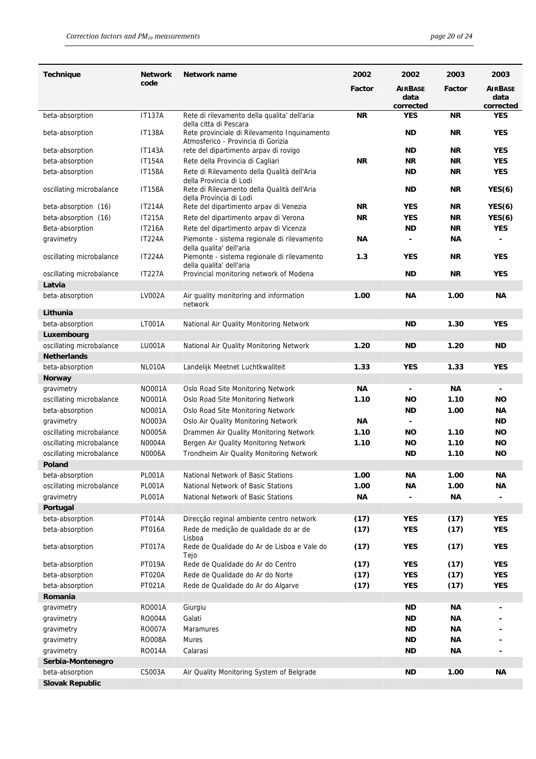| Technique | Network code | Network name | 2002 | 2002 | 2003 | 2003 |
|---|---|---|---|---|---|---|
| | | | Factor | AirBase data corrected | Factor | AirBase data corrected |
| beta-absorption | IT137A | Rete di rilevamento della qualita' dell'aria della citta di Pescara | **NR** | **YES** | **NR** | **YES** |
| beta-absorption | IT138A | Rete provinciale di Rilevamento Inquinamento Atmosferico - Provincia di Gorizia | | **ND** | **NR** | **YES** |
| beta-absorption | IT143A | rete del dipartimento arpav di rovigo | | **ND** | **NR** | **YES** |
| beta-absorption | IT154A | Rete della Provincia di Cagliari | **NR** | **NR** | **NR** | **YES** |
| beta-absorption | IT158A | Rete di Rilevamento della Qualità dell'Aria della Provincia di Lodi | | **ND** | **NR** | **YES** |
| oscillating microbalance | IT158A | Rete di Rilevamento della Qualità dell'Aria della Provincia di Lodi | | **ND** | **NR** | **YES(6)** |
| beta-absorption (16) | IT214A | Rete del dipartimento arpav di Venezia | **NR** | **YES** | **NR** | **YES(6)** |
| beta-absorption (16) | IT215A | Rete del dipartimento arpav di Verona | **NR** | **YES** | **NR** | **YES(6)** |
| Beta-absorption | IT216A | Rete del dipartimento arpav di Vicenza | | **ND** | **NR** | **YES** |
| gravimetry | IT224A | Piemonte - sistema regionale di rilevamento della qualita' dell'aria | **NA** | **-** | **NA** | **-** |
| oscillating microbalance | IT224A | Piemonte - sistema regionale di rilevamento della qualita' dell'aria | **1.3** | **YES** | **NR** | **YES** |
| oscillating microbalance | IT227A | Provincial monitoring network of Modena | | **ND** | **NR** | **YES** |
| **Latvia** | | | | | | |
| beta-absorption | LV002A | Air guality monitoring and information network | **1.00** | **NA** | **1.00** | **NA** |
| **Lithuania** | | | | | | |
| beta-absorption | LT001A | National Air Quality Monitoring Network | | **ND** | **1.30** | **YES** |
| **Luxembourg** | | | | | | |
| oscillating microbalance | LU001A | National Air Quality Monitoring Network | **1.20** | **ND** | **1.20** | **ND** |
| **Netherlands** | | | | | | |
| beta-absorption | NL010A | Landelijk Meetnet Luchtkwaliteit | **1.33** | **YES** | **1.33** | **YES** |
| **Norway** | | | | | | |
| gravimetry | NO001A | Oslo Road Site Monitoring Network | **NA** | **-** | **NA** | **-** |
| oscillating microbalance | NO001A | Oslo Road Site Monitoring Network | **1.10** | **NO** | **1.10** | **NO** |
| beta-absorption | NO001A | Oslo Road Site Monitoring Network | | **ND** | **1.00** | **NA** |
| gravimetry | NO003A | Oslo Air Quality Monitoring Network | **NA** | **-** | | **ND** |
| oscillating microbalance | NO005A | Drammen Air Quality Monitoring Network | **1.10** | **NO** | **1.10** | **NO** |
| oscillating microbalance | N0004A | Bergen Air Quality Monitoring Network | **1.10** | **NO** | **1.10** | **NO** |
| oscillating microbalance | N0006A | Trondheim Air Quality Monitoring Network | | **ND** | **1.10** | **NO** |
| **Poland** | | | | | | |
| beta-absorption | PL001A | National Network of Basic Stations | **1.00** | **NA** | **1.00** | **NA** |
| oscillating microbalance | PL001A | National Network of Basic Stations | **1.00** | **NA** | **1.00** | **NA** |
| gravimetry | PL001A | National Network of Basic Stations | **NA** | **-** | **NA** | **-** |
| **Portugal** | | | | | | |
| beta-absorption | PT014A | Direcção reginal ambiente centro network | **(17)** | **YES** | **(17)** | **YES** |
| beta-absorption | PT016A | Rede de medição de qualidade do ar de Lisboa | **(17)** | **YES** | **(17)** | **YES** |
| beta-absorption | PT017A | Rede de Qualidade do Ar de Lisboa e Vale do Tejo | **(17)** | **YES** | **(17)** | **YES** |
| beta-absorption | PT019A | Rede de Qualidade do Ar do Centro | **(17)** | **YES** | **(17)** | **YES** |
| beta-absorption | PT020A | Rede de Qualidade do Ar do Norte | **(17)** | **YES** | **(17)** | **YES** |
| beta-absorption | PT021A | Rede de Qualidade do Ar do Algarve | **(17)** | **YES** | **(17)** | **YES** |
| **Romania** | | | | | | |
| gravimetry | RO001A | Giurgiu | | **ND** | **NA** | **-** |
| gravimetry | RO004A | Galati | | **ND** | **NA** | **-** |
| gravimetry | RO007A | Maramures | | **ND** | **NA** | **-** |
| gravimetry | RO008A | Mures | | **ND** | **NA** | **-** |
| gravimetry | RO014A | Calarasi | | **ND** | **NA** | **-** |
| **Serbia-Montenegro** | | | | | | |
| beta-absorption | CS003A | Air Quality Monitoring System of Belgrade | | **ND** | **1.00** | **NA** |
| **Slovak Republic** | | | | | | |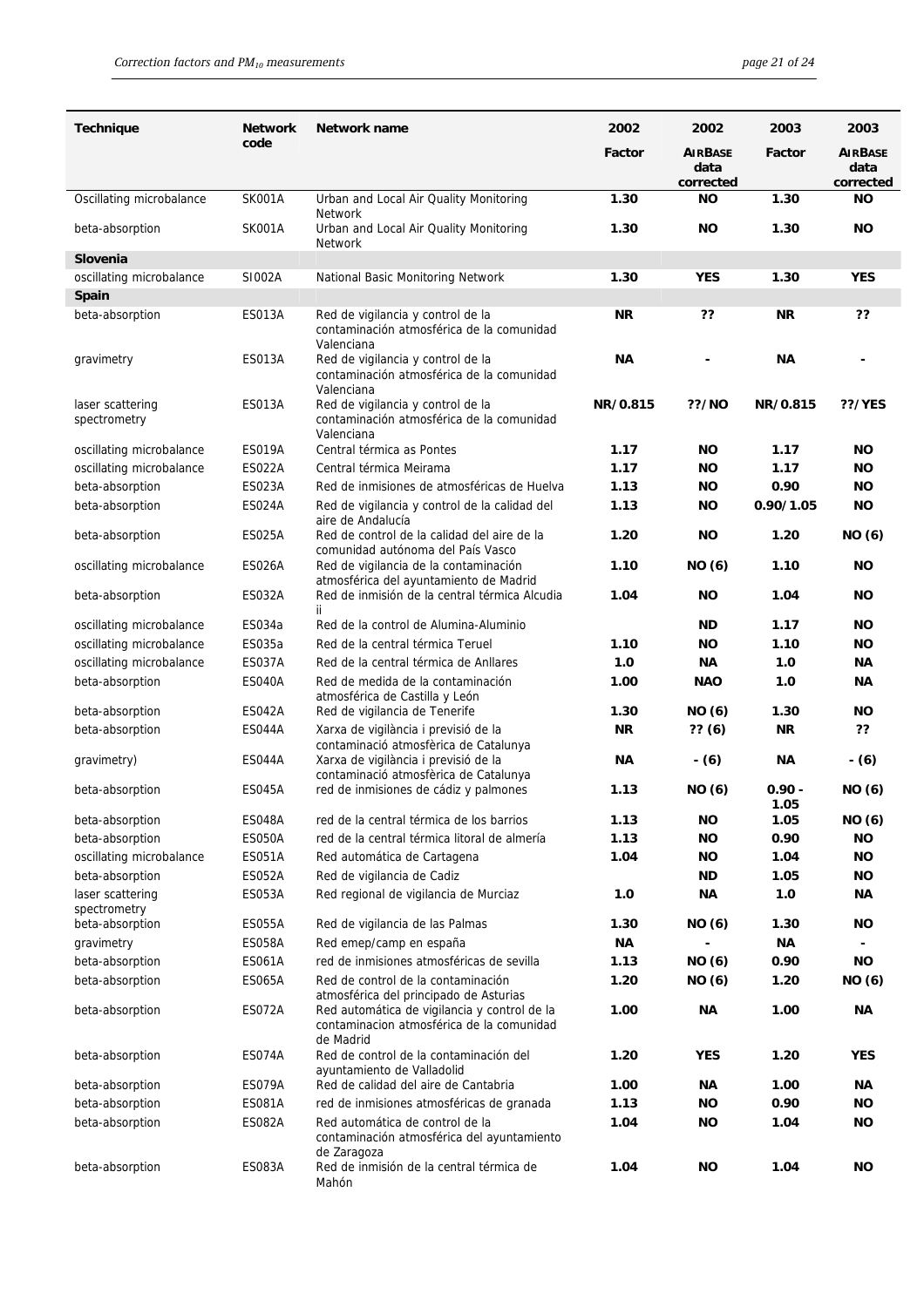| Technique | Network code | Network name | 2002 Factor | 2002 AIRBASE data corrected | 2003 Factor | 2003 AIRBASE data corrected |
|---|---|---|---|---|---|---|
| Oscillating microbalance | SK001A | Urban and Local Air Quality Monitoring Network | **1.30** | **NO** | **1.30** | **NO** |
| beta-absorption | SK001A | Urban and Local Air Quality Monitoring Network | **1.30** | **NO** | **1.30** | **NO** |
| **Slovenia** | | | | | | |
| oscillating microbalance | SI002A | National Basic Monitoring Network | **1.30** | **YES** | **1.30** | **YES** |
| **Spain** | | | | | | |
| beta-absorption | ES013A | Red de vigilancia y control de la contaminación atmosférica de la comunidad Valenciana | **NR** | **??** | **NR** | **??** |
| gravimetry | ES013A | Red de vigilancia y control de la contaminación atmosférica de la comunidad Valenciana | **NA** | **-** | **NA** | **-** |
| laser scattering spectrometry | ES013A | Red de vigilancia y control de la contaminación atmosférica de la comunidad Valenciana | **NR/0.815** | **??/NO** | **NR/0.815** | **??/YES** |
| oscillating microbalance | ES019A | Central térmica as Pontes | **1.17** | **NO** | **1.17** | **NO** |
| oscillating microbalance | ES022A | Central térmica Meirama | **1.17** | **NO** | **1.17** | **NO** |
| beta-absorption | ES023A | Red de inmisiones de atmosféricas de Huelva | **1.13** | **NO** | **0.90** | **NO** |
| beta-absorption | ES024A | Red de vigilancia y control de la calidad del aire de Andalucía | **1.13** | **NO** | **0.90/1.05** | **NO** |
| beta-absorption | ES025A | Red de control de la calidad del aire de la comunidad autónoma del País Vasco | **1.20** | **NO** | **1.20** | **NO (6)** |
| oscillating microbalance | ES026A | Red de vigilancia de la contaminación atmosférica del ayuntamiento de Madrid | **1.10** | **NO (6)** | **1.10** | **NO** |
| beta-absorption | ES032A | Red de inmisión de la central térmica Alcudia ii | **1.04** | **NO** | **1.04** | **NO** |
| oscillating microbalance | ES034a | Red de la control de Alumina-Aluminio | | **ND** | **1.17** | **NO** |
| oscillating microbalance | ES035a | Red de la central térmica Teruel | **1.10** | **NO** | **1.10** | **NO** |
| oscillating microbalance | ES037A | Red de la central térmica de Anllares | **1.0** | **NA** | **1.0** | **NA** |
| beta-absorption | ES040A | Red de medida de la contaminación atmosférica de Castilla y León | **1.00** | **NAO** | **1.0** | **NA** |
| beta-absorption | ES042A | Red de vigilancia de Tenerife | **1.30** | **NO (6)** | **1.30** | **NO** |
| beta-absorption | ES044A | Xarxa de vigilància i previsió de la contaminació atmosfèrica de Catalunya | **NR** | **?? (6)** | **NR** | **??** |
| gravimetry) | ES044A | Xarxa de vigilància i previsió de la contaminació atmosfèrica de Catalunya | **NA** | **- (6)** | **NA** | **- (6)** |
| beta-absorption | ES045A | red de inmisiones de cádiz y palmones | **1.13** | **NO (6)** | **0.90 - 1.05** | **NO (6)** |
| beta-absorption | ES048A | red de la central térmica de los barrios | **1.13** | **NO** | **1.05** | **NO (6)** |
| beta-absorption | ES050A | red de la central térmica litoral de almería | **1.13** | **NO** | **0.90** | **NO** |
| oscillating microbalance | ES051A | Red automática de Cartagena | **1.04** | **NO** | **1.04** | **NO** |
| beta-absorption | ES052A | Red de vigilancia de Cadiz | | **ND** | **1.05** | **NO** |
| laser scattering spectrometry | ES053A | Red regional de vigilancia de Murciaz | **1.0** | **NA** | **1.0** | **NA** |
| beta-absorption | ES055A | Red de vigilancia de las Palmas | **1.30** | **NO (6)** | **1.30** | **NO** |
| gravimetry | ES058A | Red emep/camp en españa | **NA** | **-** | **NA** | **-** |
| beta-absorption | ES061A | red de inmisiones atmosféricas de sevilla | **1.13** | **NO (6)** | **0.90** | **NO** |
| beta-absorption | ES065A | Red de control de la contaminación atmosférica del principado de Asturias | **1.20** | **NO (6)** | **1.20** | **NO (6)** |
| beta-absorption | ES072A | Red automática de vigilancia y control de la contaminacion atmosférica de la comunidad de Madrid | **1.00** | **NA** | **1.00** | **NA** |
| beta-absorption | ES074A | Red de control de la contaminación del ayuntamiento de Valladolid | **1.20** | **YES** | **1.20** | **YES** |
| beta-absorption | ES079A | Red de calidad del aire de Cantabria | **1.00** | **NA** | **1.00** | **NA** |
| beta-absorption | ES081A | red de inmisiones atmosféricas de granada | **1.13** | **NO** | **0.90** | **NO** |
| beta-absorption | ES082A | Red automática de control de la contaminación atmosférica del ayuntamiento de Zaragoza | **1.04** | **NO** | **1.04** | **NO** |
| beta-absorption | ES083A | Red de inmisión de la central térmica de Mahón | **1.04** | **NO** | **1.04** | **NO** |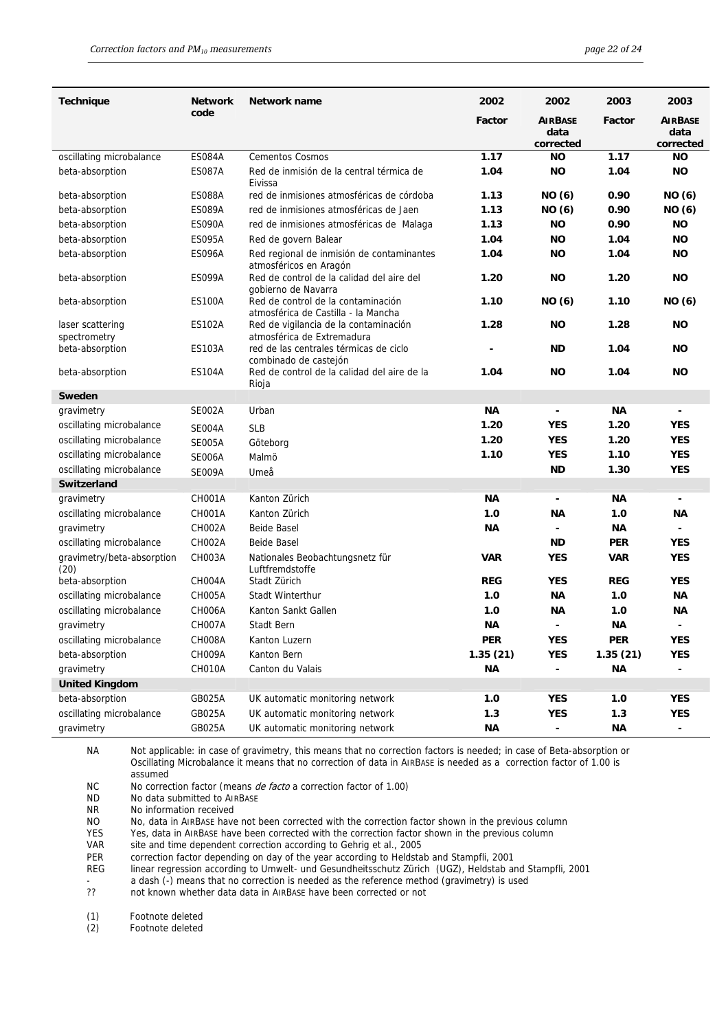| Technique | Network code | Network name | 2002 Factor | 2002 AIRBASE data corrected | 2003 Factor | 2003 AIRBASE data corrected |
|---|---|---|---|---|---|---|
| oscillating microbalance | ES084A | Cementos Cosmos | **1.17** | **NO** | **1.17** | **NO** |
| beta-absorption | ES087A | Red de inmisión de la central térmica de Eivissa | **1.04** | **NO** | **1.04** | **NO** |
| beta-absorption | ES088A | red de inmisiones atmosféricas de córdoba | **1.13** | **NO (6)** | **0.90** | **NO (6)** |
| beta-absorption | ES089A | red de inmisiones atmosféricas de Jaen | **1.13** | **NO (6)** | **0.90** | **NO (6)** |
| beta-absorption | ES090A | red de inmisiones atmosféricas de Malaga | **1.13** | **NO** | **0.90** | **NO** |
| beta-absorption | ES095A | Red de govern Balear | **1.04** | **NO** | **1.04** | **NO** |
| beta-absorption | ES096A | Red regional de inmisión de contaminantes atmosféricos en Aragón | **1.04** | **NO** | **1.04** | **NO** |
| beta-absorption | ES099A | Red de control de la calidad del aire del gobierno de Navarra | **1.20** | **NO** | **1.20** | **NO** |
| beta-absorption | ES100A | Red de control de la contaminación atmosférica de Castilla - la Mancha | **1.10** | **NO (6)** | **1.10** | **NO (6)** |
| laser scattering spectrometry | ES102A | Red de vigilancia de la contaminación atmosférica de Extremadura | **1.28** | **NO** | **1.28** | **NO** |
| beta-absorption | ES103A | red de las centrales térmicas de ciclo combinado de castejón | **-** | **ND** | **1.04** | **NO** |
| beta-absorption | ES104A | Red de control de la calidad del aire de la Rioja | **1.04** | **NO** | **1.04** | **NO** |
| **Sweden** | | | | | | |
| gravimetry | SE002A | Urban | **NA** | **-** | **NA** | **-** |
| oscillating microbalance | SE004A | SLB | **1.20** | **YES** | **1.20** | **YES** |
| oscillating microbalance | SE005A | Göteborg | **1.20** | **YES** | **1.20** | **YES** |
| oscillating microbalance | SE006A | Malmö | **1.10** | **YES** | **1.10** | **YES** |
| oscillating microbalance | SE009A | Umeå | | **ND** | **1.30** | **YES** |
| **Switzerland** | | | | | | |
| gravimetry | CH001A | Kanton Zürich | **NA** | **-** | **NA** | **-** |
| oscillating microbalance | CH001A | Kanton Zürich | **1.0** | **NA** | **1.0** | **NA** |
| gravimetry | CH002A | Beide Basel | **NA** | **-** | **NA** | **-** |
| oscillating microbalance | CH002A | Beide Basel | | **ND** | **PER** | **YES** |
| gravimetry/beta-absorption (20) | CH003A | Nationales Beobachtungsnetz für Luftfremdstoffe | **VAR** | **YES** | **VAR** | **YES** |
| beta-absorption | CH004A | Stadt Zürich | **REG** | **YES** | **REG** | **YES** |
| oscillating microbalance | CH005A | Stadt Winterthur | **1.0** | **NA** | **1.0** | **NA** |
| oscillating microbalance | CH006A | Kanton Sankt Gallen | **1.0** | **NA** | **1.0** | **NA** |
| gravimetry | CH007A | Stadt Bern | **NA** | **-** | **NA** | **-** |
| oscillating microbalance | CH008A | Kanton Luzern | **PER** | **YES** | **PER** | **YES** |
| beta-absorption | CH009A | Kanton Bern | **1.35 (21)** | **YES** | **1.35 (21)** | **YES** |
| gravimetry | CH010A | Canton du Valais | **NA** | **-** | **NA** | **-** |
| **United Kingdom** | | | | | | |
| beta-absorption | GB025A | UK automatic monitoring network | **1.0** | **YES** | **1.0** | **YES** |
| oscillating microbalance | GB025A | UK automatic monitoring network | **1.3** | **YES** | **1.3** | **YES** |
| gravimetry | GB025A | UK automatic monitoring network | **NA** | **-** | **NA** | **-** |

NA Not applicable: in case of gravimetry, this means that no correction factors is needed; in case of Beta-absorption or Oscillating Microbalance it means that no correction of data in AIRBASE is needed as a correction factor of 1.00 is assumed  
NC No correction factor (means *de facto* a correction factor of 1.00)  
ND No data submitted to AIRBASE  
NR No information received  
NO No, data in AIRBASE have not been corrected with the correction factor shown in the previous column  
YES Yes, data in AIRBASE have been corrected with the correction factor shown in the previous column  
VAR site and time dependent correction according to Gehrig et al., 2005  
PER correction factor depending on day of the year according to Heldstab and Stampfli, 2001  
REG linear regression according to Umwelt- und Gesundheitsschutz Zürich (UGZ), Heldstab and Stampfli, 2001  
\- a dash (-) means that no correction is needed as the reference method (gravimetry) is used  
?? not known whether data data in AIRBASE have been corrected or not

(1) Footnote deleted  
(2) Footnote deleted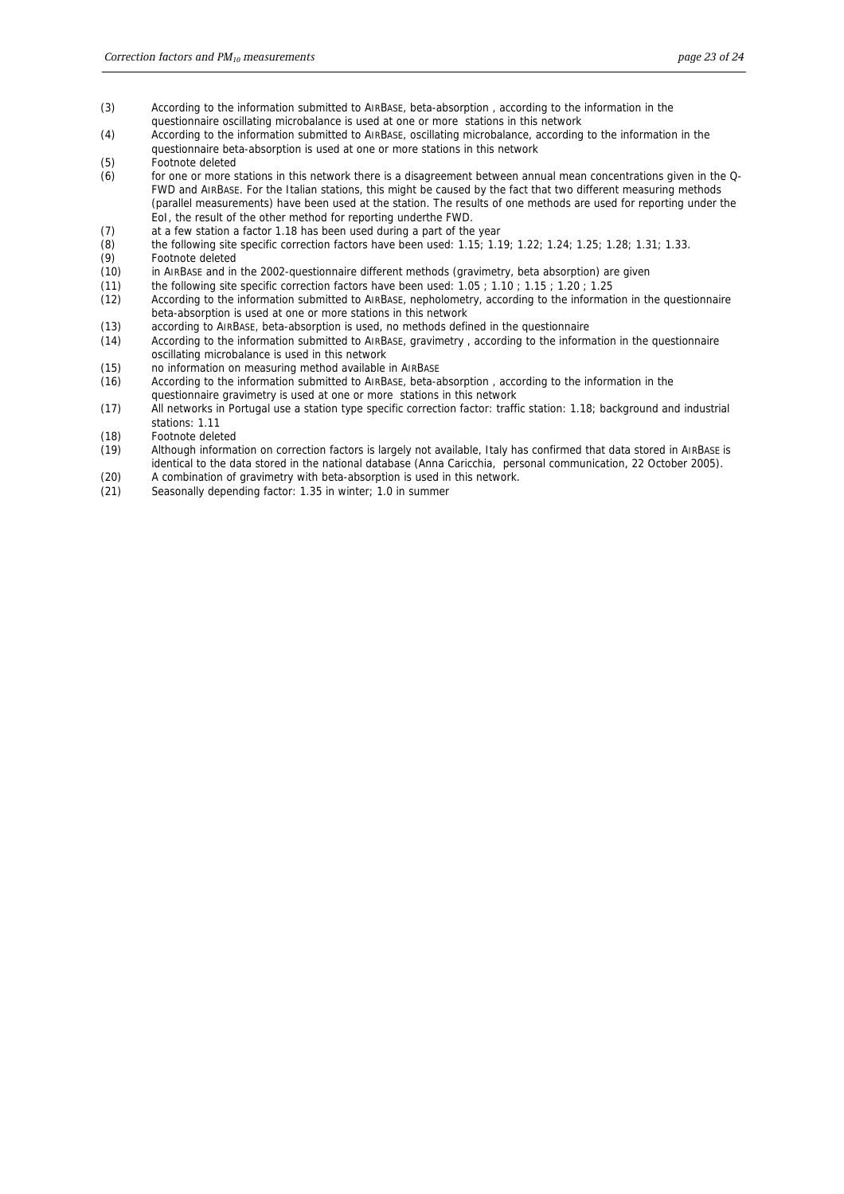(3) According to the information submitted to AIRBASE, beta-absorption , according to the information in the questionnaire oscillating microbalance is used at one or more stations in this network

(4) According to the information submitted to AIRBASE, oscillating microbalance, according to the information in the questionnaire beta-absorption is used at one or more stations in this network

(5) Footnote deleted

(6) for one or more stations in this network there is a disagreement between annual mean concentrations given in the Q-FWD and AIRBASE. For the Italian stations, this might be caused by the fact that two different measuring methods (parallel measurements) have been used at the station. The results of one methods are used for reporting under the EoI, the result of the other method for reporting underthe FWD.

(7) at a few station a factor 1.18 has been used during a part of the year

(8) the following site specific correction factors have been used: 1.15; 1.19; 1.22; 1.24; 1.25; 1.28; 1.31; 1.33.

(9) Footnote deleted

(10) in AIRBASE and in the 2002-questionnaire different methods (gravimetry, beta absorption) are given

(11) the following site specific correction factors have been used: 1.05 ; 1.10 ; 1.15 ; 1.20 ; 1.25

(12) According to the information submitted to AIRBASE, nephelometry, according to the information in the questionnaire beta-absorption is used at one or more stations in this network

(13) according to AIRBASE, beta-absorption is used, no methods defined in the questionnaire

(14) According to the information submitted to AIRBASE, gravimetry , according to the information in the questionnaire oscillating microbalance is used in this network

(15) no information on measuring method available in AIRBASE

(16) According to the information submitted to AIRBASE, beta-absorption , according to the information in the questionnaire gravimetry is used at one or more stations in this network

(17) All networks in Portugal use a station type specific correction factor: traffic station: 1.18; background and industrial stations: 1.11

(18) Footnote deleted

(19) Although information on correction factors is largely not available, Italy has confirmed that data stored in AIRBASE is identical to the data stored in the national database (Anna Caricchia, personal communication, 22 October 2005).

(20) A combination of gravimetry with beta-absorption is used in this network.

(21) Seasonally depending factor: 1.35 in winter; 1.0 in summer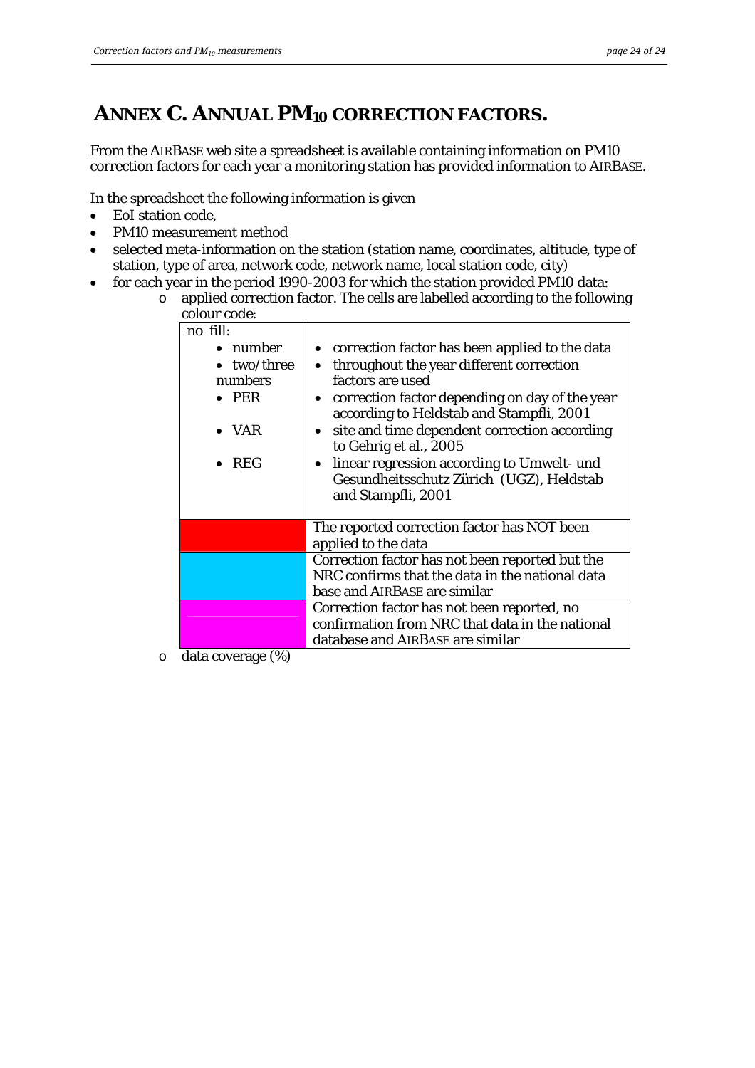# ANNEX C. ANNUAL $PM_{10}$ CORRECTION FACTORS.

From the AIRBASE web site a spreadsheet is available containing information on PM10 correction factors for each year a monitoring station has provided information to AIRBASE.

In the spreadsheet the following information is given

- EoI station code,
- PM10 measurement method
- selected meta-information on the station (station name, coordinates, altitude, type of station, type of area, network code, network name, local station code, city)
- for each year in the period 1990-2003 for which the station provided PM10 data:
  - applied correction factor. The cells are labelled according to the following colour code:

| | |
|---|---|
| no fill:<br>• number<br>• two/three numbers<br>• PER<br>• VAR<br>• REG | • correction factor has been applied to the data<br>• throughout the year different correction factors are used<br>• correction factor depending on day of the year according to Heldstab and Stampfli, 2001<br>• site and time dependent correction according to Gehrig et al., 2005<br>• linear regression according to Umwelt- und Gesundheitsschutz Zürich (UGZ), Heldstab and Stampfli, 2001 |
| (red) | The reported correction factor has NOT been applied to the data |
| (cyan) | Correction factor has not been reported but the NRC confirms that the data in the national data base and AIRBASE are similar |
| (magenta) | Correction factor has not been reported, no confirmation from NRC that data in the national database and AIRBASE are similar |

  - data coverage (%)